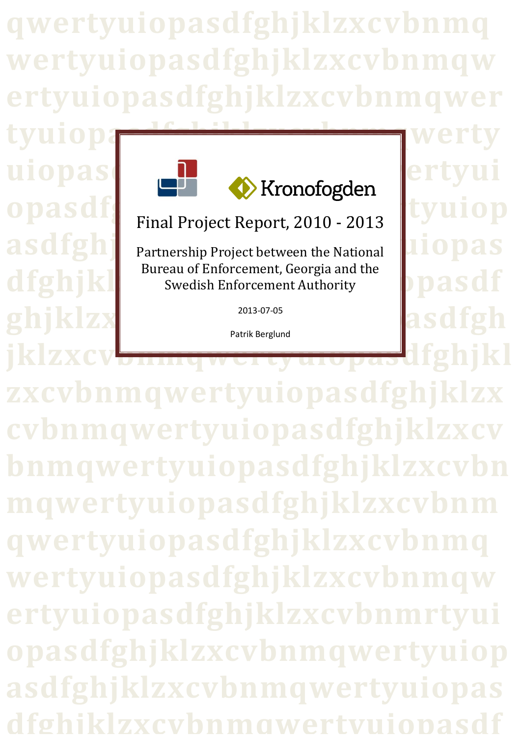Kronofogden

# Final Project Report, 2010 - 2013

Partnership Project between the National Bureau of Enforcement, Georgia and the Swedish Enforcement Authority

2013-07-05

Patrik Berglund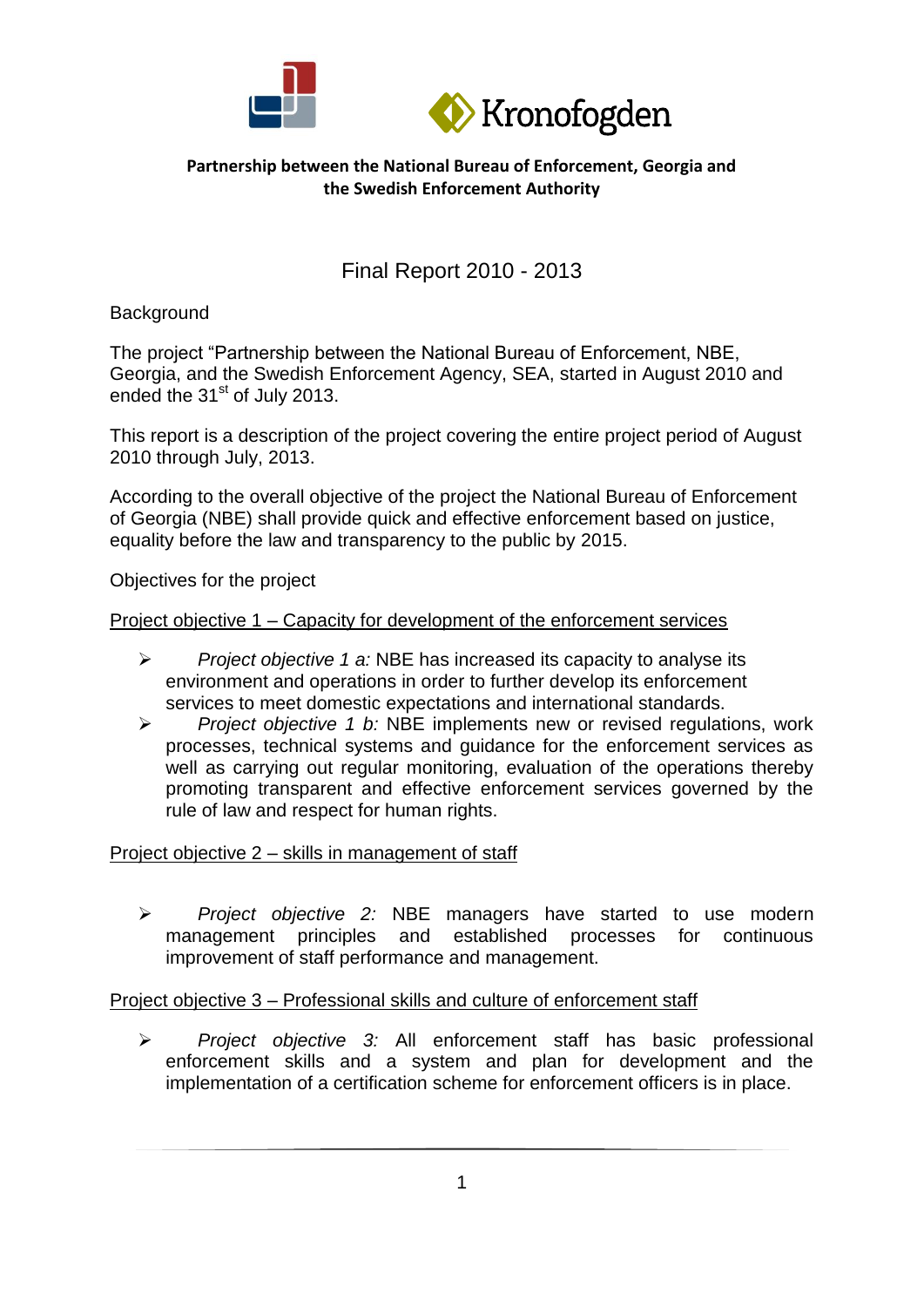**Partnership between the National Bureau of Enforcement, Georgia and the Swedish Enforcement Authority**

# Final Report 2010 - 2013

Background

The project "Partnership between the National Bureau of Enforcement, NBE, Georgia, and the Swedish Enforcement Agency, SEA, started in August 2010 and ended the 31st of July 2013.

This report is a description of the project covering the entire project period of August 2010 through July, 2013.

According to the overall objective of the project the National Bureau of Enforcement of Georgia (NBE) shall provide quick and effective enforcement based on justice, equality before the law and transparency to the public by 2015.

Objectives for the project

Project objective 1 – Capacity for development of the enforcement services

- *Project objective 1 a:* NBE has increased its capacity to analyse its environment and operations in order to further develop its enforcement services to meet domestic expectations and international standards.
- *Project objective 1 b:* NBE implements new or revised regulations, work processes, technical systems and guidance for the enforcement services as well as carrying out regular monitoring, evaluation of the operations thereby promoting transparent and effective enforcement services governed by the rule of law and respect for human rights.

Project objective 2 – skills in management of staff

- *Project objective 2:* NBE managers have started to use modern management principles and established processes for continuous improvement of staff performance and management.

Project objective 3 – Professional skills and culture of enforcement staff

- *Project objective 3:* All enforcement staff has basic professional enforcement skills and a system and plan for development and the implementation of a certification scheme for enforcement officers is in place.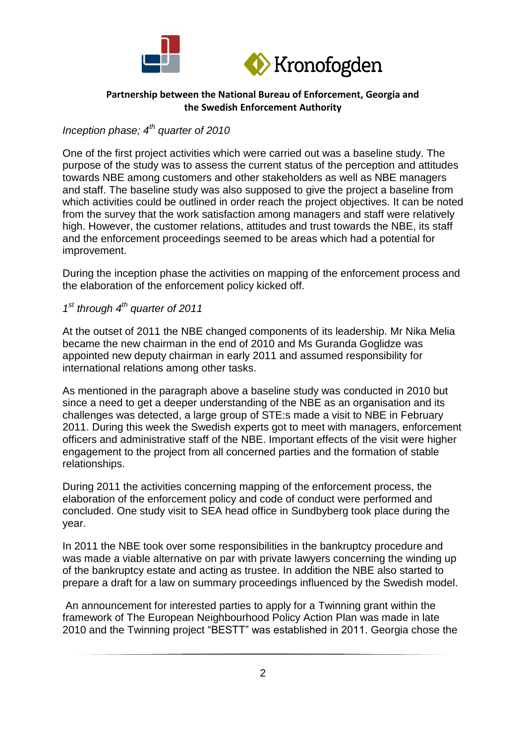**Partnership between the National Bureau of Enforcement, Georgia and the Swedish Enforcement Authority**

*Inception phase; 4th quarter of 2010*

One of the first project activities which were carried out was a baseline study. The purpose of the study was to assess the current status of the perception and attitudes towards NBE among customers and other stakeholders as well as NBE managers and staff. The baseline study was also supposed to give the project a baseline from which activities could be outlined in order reach the project objectives. It can be noted from the survey that the work satisfaction among managers and staff were relatively high. However, the customer relations, attitudes and trust towards the NBE, its staff and the enforcement proceedings seemed to be areas which had a potential for improvement.

During the inception phase the activities on mapping of the enforcement process and the elaboration of the enforcement policy kicked off.

*1st through 4th quarter of 2011*

At the outset of 2011 the NBE changed components of its leadership. Mr Nika Melia became the new chairman in the end of 2010 and Ms Guranda Goglidze was appointed new deputy chairman in early 2011 and assumed responsibility for international relations among other tasks.

As mentioned in the paragraph above a baseline study was conducted in 2010 but since a need to get a deeper understanding of the NBE as an organisation and its challenges was detected, a large group of STE:s made a visit to NBE in February 2011. During this week the Swedish experts got to meet with managers, enforcement officers and administrative staff of the NBE. Important effects of the visit were higher engagement to the project from all concerned parties and the formation of stable relationships.

During 2011 the activities concerning mapping of the enforcement process, the elaboration of the enforcement policy and code of conduct were performed and concluded. One study visit to SEA head office in Sundbyberg took place during the year.

In 2011 the NBE took over some responsibilities in the bankruptcy procedure and was made a viable alternative on par with private lawyers concerning the winding up of the bankruptcy estate and acting as trustee. In addition the NBE also started to prepare a draft for a law on summary proceedings influenced by the Swedish model.

An announcement for interested parties to apply for a Twinning grant within the framework of The European Neighbourhood Policy Action Plan was made in late 2010 and the Twinning project "BESTT" was established in 2011. Georgia chose the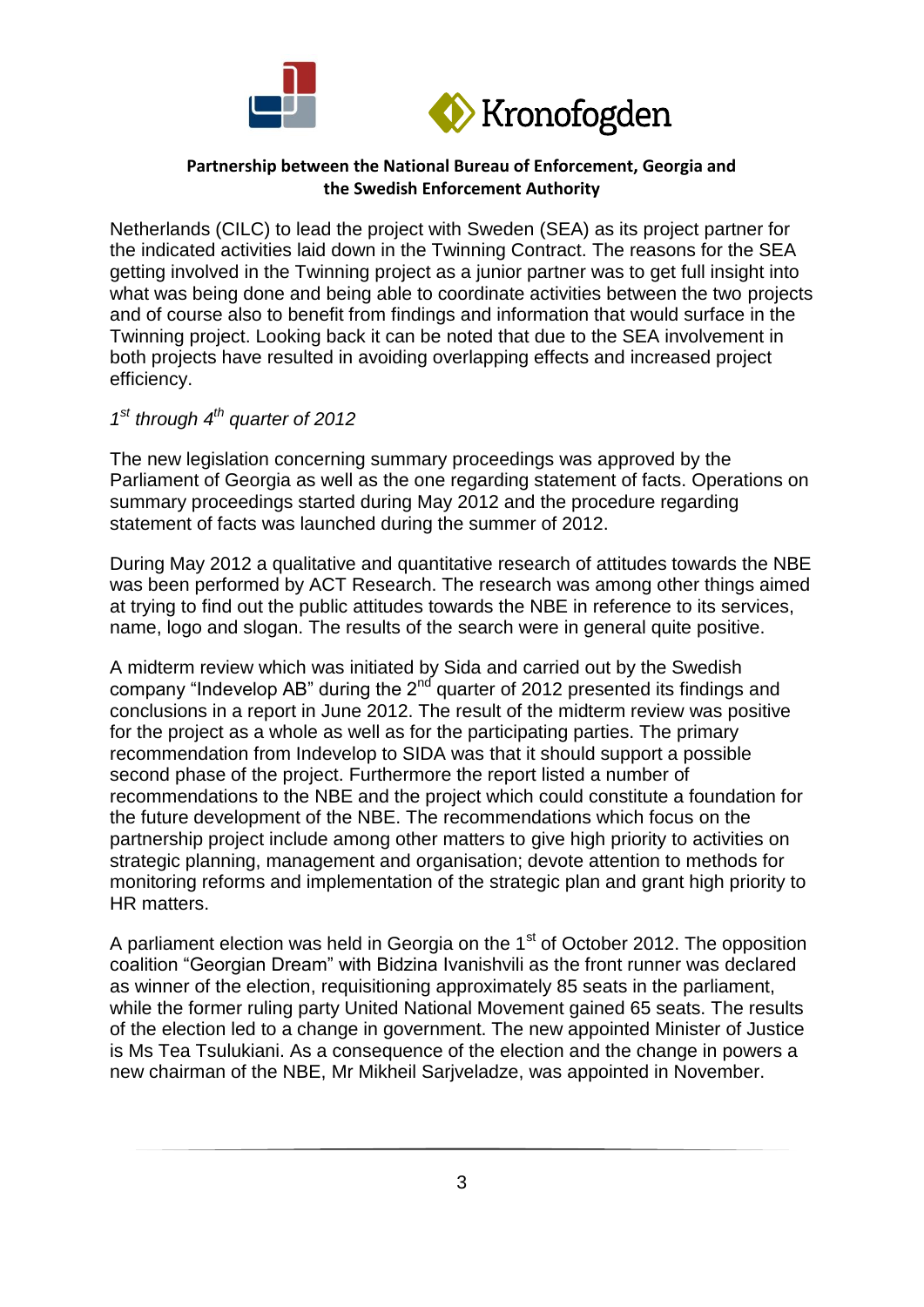Netherlands (CILC) to lead the project with Sweden (SEA) as its project partner for the indicated activities laid down in the Twinning Contract. The reasons for the SEA getting involved in the Twinning project as a junior partner was to get full insight into what was being done and being able to coordinate activities between the two projects and of course also to benefit from findings and information that would surface in the Twinning project. Looking back it can be noted that due to the SEA involvement in both projects have resulted in avoiding overlapping effects and increased project efficiency.

*1st through 4th quarter of 2012*

The new legislation concerning summary proceedings was approved by the Parliament of Georgia as well as the one regarding statement of facts. Operations on summary proceedings started during May 2012 and the procedure regarding statement of facts was launched during the summer of 2012.

During May 2012 a qualitative and quantitative research of attitudes towards the NBE was been performed by ACT Research. The research was among other things aimed at trying to find out the public attitudes towards the NBE in reference to its services, name, logo and slogan. The results of the search were in general quite positive.

A midterm review which was initiated by Sida and carried out by the Swedish company "Indevelop AB" during the 2nd quarter of 2012 presented its findings and conclusions in a report in June 2012. The result of the midterm review was positive for the project as a whole as well as for the participating parties. The primary recommendation from Indevelop to SIDA was that it should support a possible second phase of the project. Furthermore the report listed a number of recommendations to the NBE and the project which could constitute a foundation for the future development of the NBE. The recommendations which focus on the partnership project include among other matters to give high priority to activities on strategic planning, management and organisation; devote attention to methods for monitoring reforms and implementation of the strategic plan and grant high priority to HR matters.

A parliament election was held in Georgia on the 1st of October 2012. The opposition coalition "Georgian Dream" with Bidzina Ivanishvili as the front runner was declared as winner of the election, requisitioning approximately 85 seats in the parliament, while the former ruling party United National Movement gained 65 seats. The results of the election led to a change in government. The new appointed Minister of Justice is Ms Tea Tsulukiani. As a consequence of the election and the change in powers a new chairman of the NBE, Mr Mikheil Sarjveladze, was appointed in November.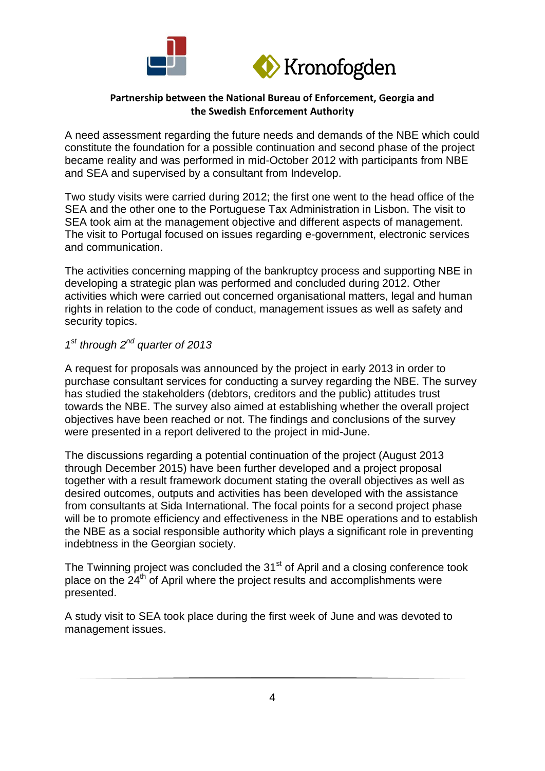**Partnership between the National Bureau of Enforcement, Georgia and the Swedish Enforcement Authority**

A need assessment regarding the future needs and demands of the NBE which could constitute the foundation for a possible continuation and second phase of the project became reality and was performed in mid-October 2012 with participants from NBE and SEA and supervised by a consultant from Indevelop.

Two study visits were carried during 2012; the first one went to the head office of the SEA and the other one to the Portuguese Tax Administration in Lisbon. The visit to SEA took aim at the management objective and different aspects of management. The visit to Portugal focused on issues regarding e-government, electronic services and communication.

The activities concerning mapping of the bankruptcy process and supporting NBE in developing a strategic plan was performed and concluded during 2012. Other activities which were carried out concerned organisational matters, legal and human rights in relation to the code of conduct, management issues as well as safety and security topics.

*1st through 2nd quarter of 2013*

A request for proposals was announced by the project in early 2013 in order to purchase consultant services for conducting a survey regarding the NBE. The survey has studied the stakeholders (debtors, creditors and the public) attitudes trust towards the NBE. The survey also aimed at establishing whether the overall project objectives have been reached or not. The findings and conclusions of the survey were presented in a report delivered to the project in mid-June.

The discussions regarding a potential continuation of the project (August 2013 through December 2015) have been further developed and a project proposal together with a result framework document stating the overall objectives as well as desired outcomes, outputs and activities has been developed with the assistance from consultants at Sida International. The focal points for a second project phase will be to promote efficiency and effectiveness in the NBE operations and to establish the NBE as a social responsible authority which plays a significant role in preventing indebtness in the Georgian society.

The Twinning project was concluded the 31st of April and a closing conference took place on the 24th of April where the project results and accomplishments were presented.

A study visit to SEA took place during the first week of June and was devoted to management issues.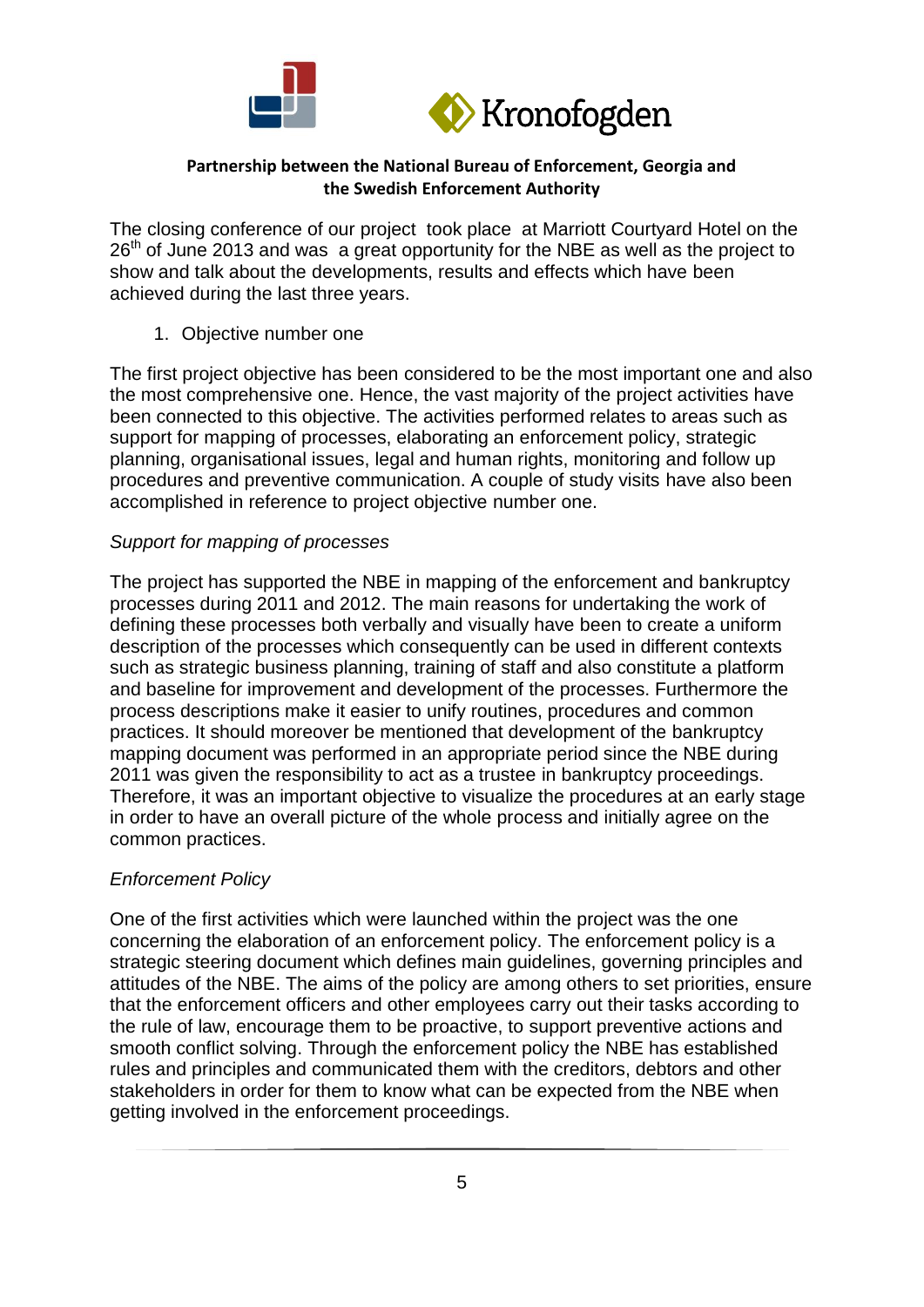**Partnership between the National Bureau of Enforcement, Georgia and the Swedish Enforcement Authority**

The closing conference of our project took place at Marriott Courtyard Hotel on the 26th of June 2013 and was a great opportunity for the NBE as well as the project to show and talk about the developments, results and effects which have been achieved during the last three years.

1. Objective number one

The first project objective has been considered to be the most important one and also the most comprehensive one. Hence, the vast majority of the project activities have been connected to this objective. The activities performed relates to areas such as support for mapping of processes, elaborating an enforcement policy, strategic planning, organisational issues, legal and human rights, monitoring and follow up procedures and preventive communication. A couple of study visits have also been accomplished in reference to project objective number one.

*Support for mapping of processes*

The project has supported the NBE in mapping of the enforcement and bankruptcy processes during 2011 and 2012. The main reasons for undertaking the work of defining these processes both verbally and visually have been to create a uniform description of the processes which consequently can be used in different contexts such as strategic business planning, training of staff and also constitute a platform and baseline for improvement and development of the processes. Furthermore the process descriptions make it easier to unify routines, procedures and common practices. It should moreover be mentioned that development of the bankruptcy mapping document was performed in an appropriate period since the NBE during 2011 was given the responsibility to act as a trustee in bankruptcy proceedings. Therefore, it was an important objective to visualize the procedures at an early stage in order to have an overall picture of the whole process and initially agree on the common practices.

*Enforcement Policy*

One of the first activities which were launched within the project was the one concerning the elaboration of an enforcement policy. The enforcement policy is a strategic steering document which defines main guidelines, governing principles and attitudes of the NBE. The aims of the policy are among others to set priorities, ensure that the enforcement officers and other employees carry out their tasks according to the rule of law, encourage them to be proactive, to support preventive actions and smooth conflict solving. Through the enforcement policy the NBE has established rules and principles and communicated them with the creditors, debtors and other stakeholders in order for them to know what can be expected from the NBE when getting involved in the enforcement proceedings.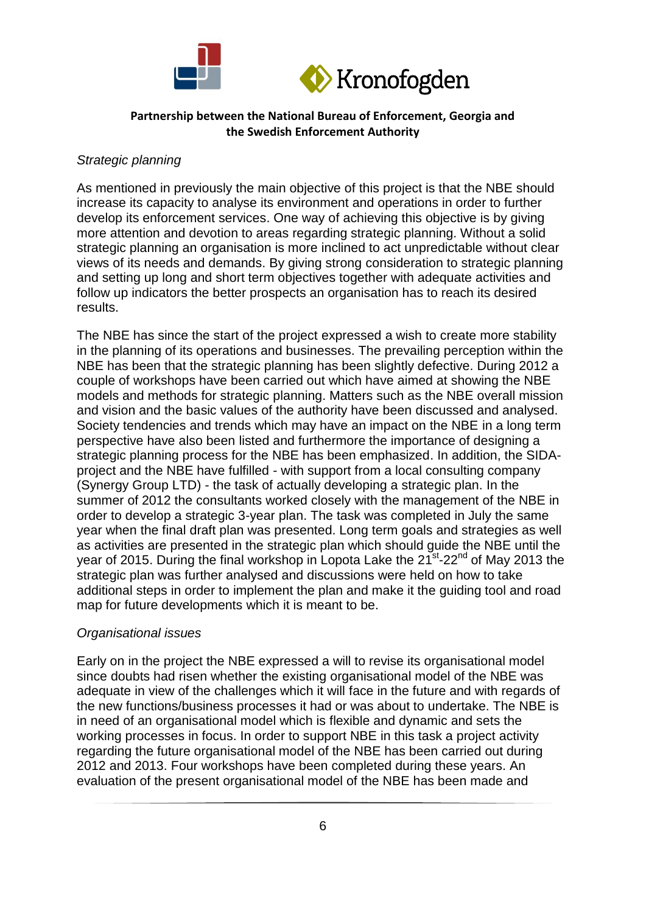*Strategic planning*

As mentioned in previously the main objective of this project is that the NBE should increase its capacity to analyse its environment and operations in order to further develop its enforcement services. One way of achieving this objective is by giving more attention and devotion to areas regarding strategic planning. Without a solid strategic planning an organisation is more inclined to act unpredictable without clear views of its needs and demands. By giving strong consideration to strategic planning and setting up long and short term objectives together with adequate activities and follow up indicators the better prospects an organisation has to reach its desired results.

The NBE has since the start of the project expressed a wish to create more stability in the planning of its operations and businesses. The prevailing perception within the NBE has been that the strategic planning has been slightly defective. During 2012 a couple of workshops have been carried out which have aimed at showing the NBE models and methods for strategic planning. Matters such as the NBE overall mission and vision and the basic values of the authority have been discussed and analysed. Society tendencies and trends which may have an impact on the NBE in a long term perspective have also been listed and furthermore the importance of designing a strategic planning process for the NBE has been emphasized. In addition, the SIDA-project and the NBE have fulfilled - with support from a local consulting company (Synergy Group LTD) - the task of actually developing a strategic plan. In the summer of 2012 the consultants worked closely with the management of the NBE in order to develop a strategic 3-year plan. The task was completed in July the same year when the final draft plan was presented. Long term goals and strategies as well as activities are presented in the strategic plan which should guide the NBE until the year of 2015. During the final workshop in Lopota Lake the 21st-22nd of May 2013 the strategic plan was further analysed and discussions were held on how to take additional steps in order to implement the plan and make it the guiding tool and road map for future developments which it is meant to be.

*Organisational issues*

Early on in the project the NBE expressed a will to revise its organisational model since doubts had risen whether the existing organisational model of the NBE was adequate in view of the challenges which it will face in the future and with regards of the new functions/business processes it had or was about to undertake. The NBE is in need of an organisational model which is flexible and dynamic and sets the working processes in focus. In order to support NBE in this task a project activity regarding the future organisational model of the NBE has been carried out during 2012 and 2013. Four workshops have been completed during these years. An evaluation of the present organisational model of the NBE has been made and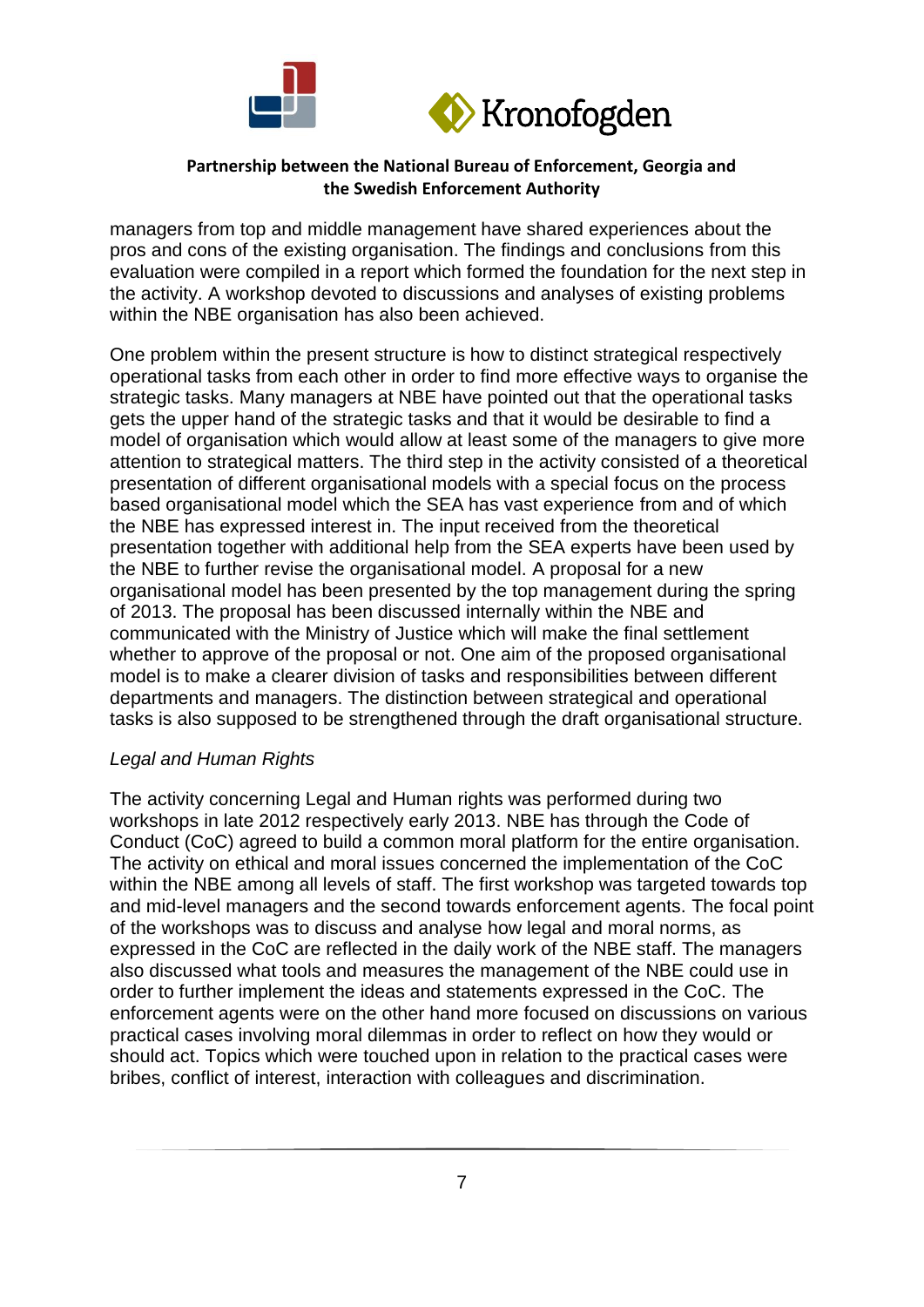managers from top and middle management have shared experiences about the pros and cons of the existing organisation. The findings and conclusions from this evaluation were compiled in a report which formed the foundation for the next step in the activity. A workshop devoted to discussions and analyses of existing problems within the NBE organisation has also been achieved.

One problem within the present structure is how to distinct strategical respectively operational tasks from each other in order to find more effective ways to organise the strategic tasks. Many managers at NBE have pointed out that the operational tasks gets the upper hand of the strategic tasks and that it would be desirable to find a model of organisation which would allow at least some of the managers to give more attention to strategical matters. The third step in the activity consisted of a theoretical presentation of different organisational models with a special focus on the process based organisational model which the SEA has vast experience from and of which the NBE has expressed interest in. The input received from the theoretical presentation together with additional help from the SEA experts have been used by the NBE to further revise the organisational model. A proposal for a new organisational model has been presented by the top management during the spring of 2013. The proposal has been discussed internally within the NBE and communicated with the Ministry of Justice which will make the final settlement whether to approve of the proposal or not. One aim of the proposed organisational model is to make a clearer division of tasks and responsibilities between different departments and managers. The distinction between strategical and operational tasks is also supposed to be strengthened through the draft organisational structure.

*Legal and Human Rights*

The activity concerning Legal and Human rights was performed during two workshops in late 2012 respectively early 2013. NBE has through the Code of Conduct (CoC) agreed to build a common moral platform for the entire organisation. The activity on ethical and moral issues concerned the implementation of the CoC within the NBE among all levels of staff. The first workshop was targeted towards top and mid-level managers and the second towards enforcement agents. The focal point of the workshops was to discuss and analyse how legal and moral norms, as expressed in the CoC are reflected in the daily work of the NBE staff. The managers also discussed what tools and measures the management of the NBE could use in order to further implement the ideas and statements expressed in the CoC. The enforcement agents were on the other hand more focused on discussions on various practical cases involving moral dilemmas in order to reflect on how they would or should act. Topics which were touched upon in relation to the practical cases were bribes, conflict of interest, interaction with colleagues and discrimination.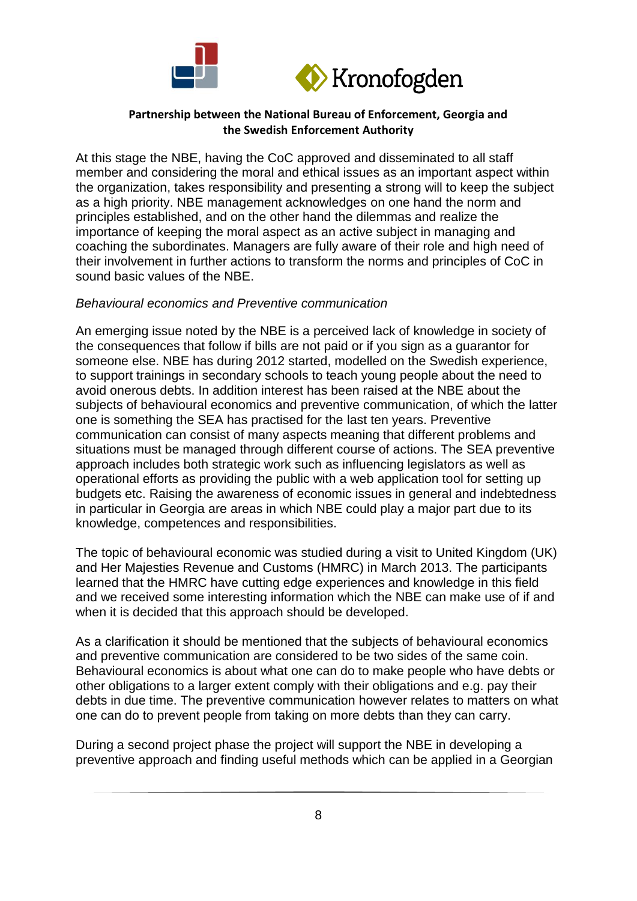At this stage the NBE, having the CoC approved and disseminated to all staff member and considering the moral and ethical issues as an important aspect within the organization, takes responsibility and presenting a strong will to keep the subject as a high priority. NBE management acknowledges on one hand the norm and principles established, and on the other hand the dilemmas and realize the importance of keeping the moral aspect as an active subject in managing and coaching the subordinates. Managers are fully aware of their role and high need of their involvement in further actions to transform the norms and principles of CoC in sound basic values of the NBE.

*Behavioural economics and Preventive communication*

An emerging issue noted by the NBE is a perceived lack of knowledge in society of the consequences that follow if bills are not paid or if you sign as a guarantor for someone else. NBE has during 2012 started, modelled on the Swedish experience, to support trainings in secondary schools to teach young people about the need to avoid onerous debts. In addition interest has been raised at the NBE about the subjects of behavioural economics and preventive communication, of which the latter one is something the SEA has practised for the last ten years. Preventive communication can consist of many aspects meaning that different problems and situations must be managed through different course of actions. The SEA preventive approach includes both strategic work such as influencing legislators as well as operational efforts as providing the public with a web application tool for setting up budgets etc. Raising the awareness of economic issues in general and indebtedness in particular in Georgia are areas in which NBE could play a major part due to its knowledge, competences and responsibilities.

The topic of behavioural economic was studied during a visit to United Kingdom (UK) and Her Majesties Revenue and Customs (HMRC) in March 2013. The participants learned that the HMRC have cutting edge experiences and knowledge in this field and we received some interesting information which the NBE can make use of if and when it is decided that this approach should be developed.

As a clarification it should be mentioned that the subjects of behavioural economics and preventive communication are considered to be two sides of the same coin. Behavioural economics is about what one can do to make people who have debts or other obligations to a larger extent comply with their obligations and e.g. pay their debts in due time. The preventive communication however relates to matters on what one can do to prevent people from taking on more debts than they can carry.

During a second project phase the project will support the NBE in developing a preventive approach and finding useful methods which can be applied in a Georgian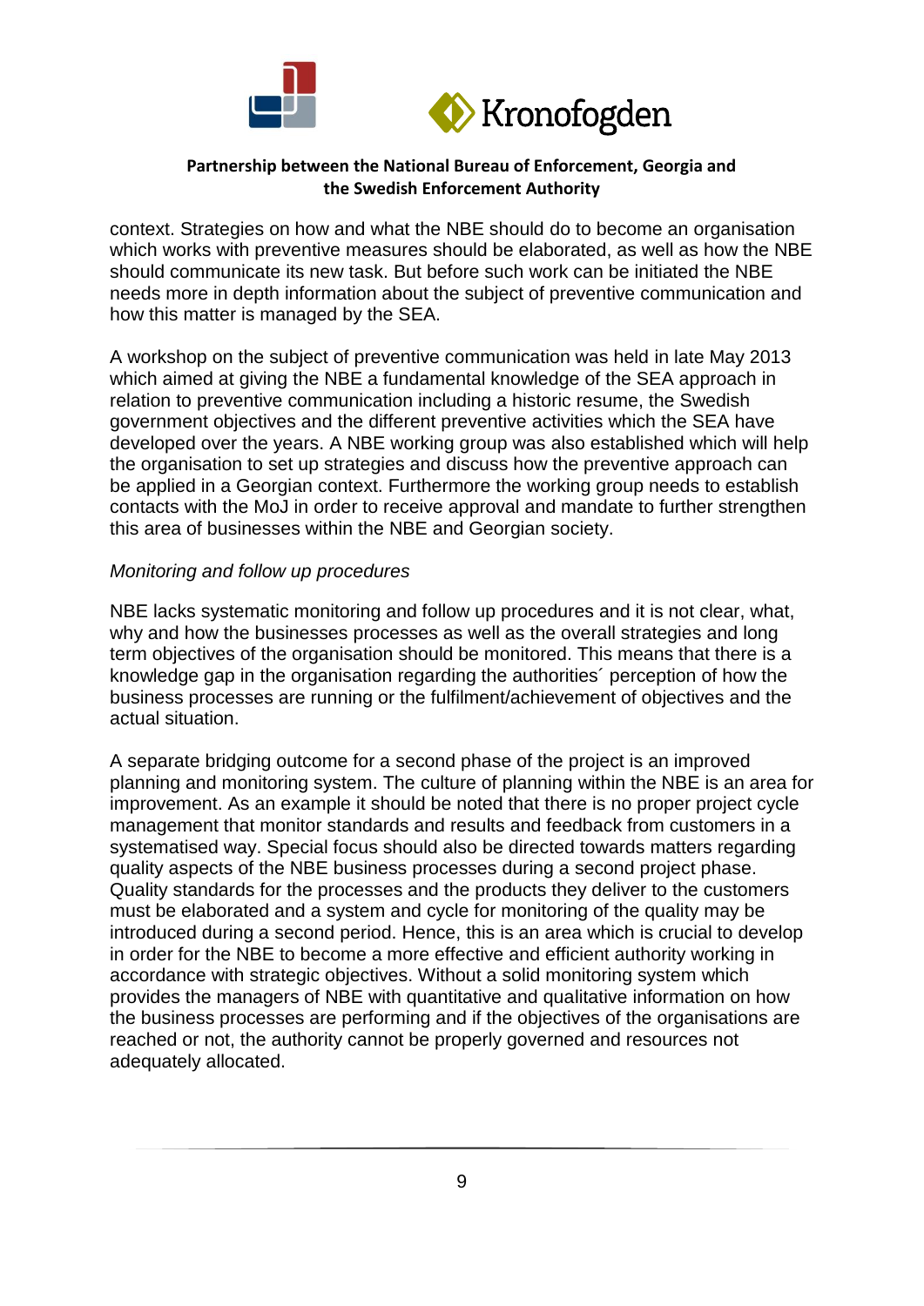context. Strategies on how and what the NBE should do to become an organisation which works with preventive measures should be elaborated, as well as how the NBE should communicate its new task. But before such work can be initiated the NBE needs more in depth information about the subject of preventive communication and how this matter is managed by the SEA.

A workshop on the subject of preventive communication was held in late May 2013 which aimed at giving the NBE a fundamental knowledge of the SEA approach in relation to preventive communication including a historic resume, the Swedish government objectives and the different preventive activities which the SEA have developed over the years. A NBE working group was also established which will help the organisation to set up strategies and discuss how the preventive approach can be applied in a Georgian context. Furthermore the working group needs to establish contacts with the MoJ in order to receive approval and mandate to further strengthen this area of businesses within the NBE and Georgian society.

*Monitoring and follow up procedures*

NBE lacks systematic monitoring and follow up procedures and it is not clear, what, why and how the businesses processes as well as the overall strategies and long term objectives of the organisation should be monitored. This means that there is a knowledge gap in the organisation regarding the authorities´ perception of how the business processes are running or the fulfilment/achievement of objectives and the actual situation.

A separate bridging outcome for a second phase of the project is an improved planning and monitoring system. The culture of planning within the NBE is an area for improvement. As an example it should be noted that there is no proper project cycle management that monitor standards and results and feedback from customers in a systematised way. Special focus should also be directed towards matters regarding quality aspects of the NBE business processes during a second project phase. Quality standards for the processes and the products they deliver to the customers must be elaborated and a system and cycle for monitoring of the quality may be introduced during a second period. Hence, this is an area which is crucial to develop in order for the NBE to become a more effective and efficient authority working in accordance with strategic objectives. Without a solid monitoring system which provides the managers of NBE with quantitative and qualitative information on how the business processes are performing and if the objectives of the organisations are reached or not, the authority cannot be properly governed and resources not adequately allocated.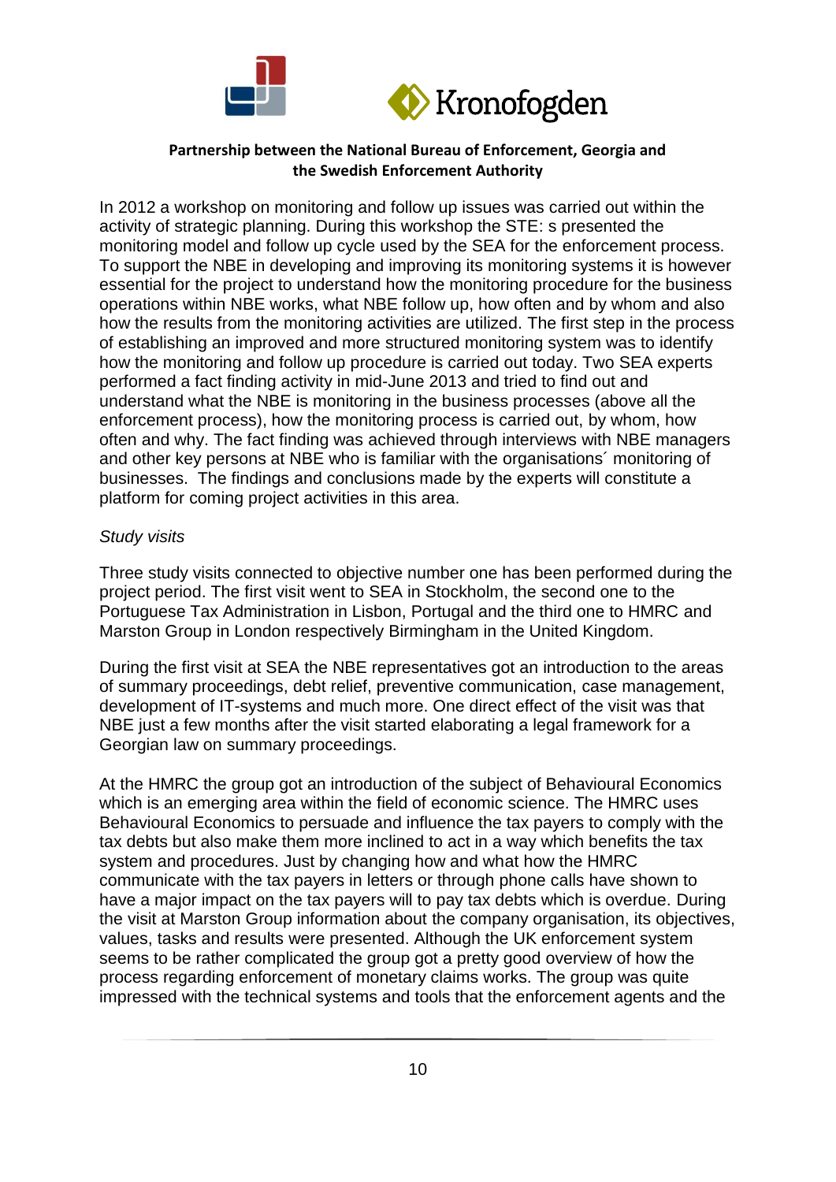In 2012 a workshop on monitoring and follow up issues was carried out within the activity of strategic planning. During this workshop the STE: s presented the monitoring model and follow up cycle used by the SEA for the enforcement process. To support the NBE in developing and improving its monitoring systems it is however essential for the project to understand how the monitoring procedure for the business operations within NBE works, what NBE follow up, how often and by whom and also how the results from the monitoring activities are utilized. The first step in the process of establishing an improved and more structured monitoring system was to identify how the monitoring and follow up procedure is carried out today. Two SEA experts performed a fact finding activity in mid-June 2013 and tried to find out and understand what the NBE is monitoring in the business processes (above all the enforcement process), how the monitoring process is carried out, by whom, how often and why. The fact finding was achieved through interviews with NBE managers and other key persons at NBE who is familiar with the organisations´ monitoring of businesses. The findings and conclusions made by the experts will constitute a platform for coming project activities in this area.

*Study visits*

Three study visits connected to objective number one has been performed during the project period. The first visit went to SEA in Stockholm, the second one to the Portuguese Tax Administration in Lisbon, Portugal and the third one to HMRC and Marston Group in London respectively Birmingham in the United Kingdom.

During the first visit at SEA the NBE representatives got an introduction to the areas of summary proceedings, debt relief, preventive communication, case management, development of IT-systems and much more. One direct effect of the visit was that NBE just a few months after the visit started elaborating a legal framework for a Georgian law on summary proceedings.

At the HMRC the group got an introduction of the subject of Behavioural Economics which is an emerging area within the field of economic science. The HMRC uses Behavioural Economics to persuade and influence the tax payers to comply with the tax debts but also make them more inclined to act in a way which benefits the tax system and procedures. Just by changing how and what how the HMRC communicate with the tax payers in letters or through phone calls have shown to have a major impact on the tax payers will to pay tax debts which is overdue. During the visit at Marston Group information about the company organisation, its objectives, values, tasks and results were presented. Although the UK enforcement system seems to be rather complicated the group got a pretty good overview of how the process regarding enforcement of monetary claims works. The group was quite impressed with the technical systems and tools that the enforcement agents and the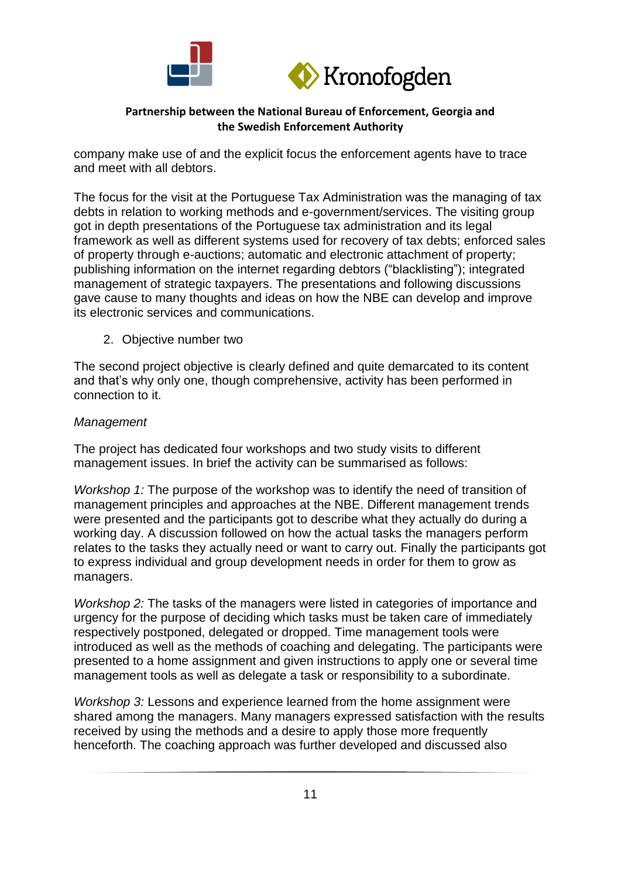company make use of and the explicit focus the enforcement agents have to trace and meet with all debtors.

The focus for the visit at the Portuguese Tax Administration was the managing of tax debts in relation to working methods and e-government/services. The visiting group got in depth presentations of the Portuguese tax administration and its legal framework as well as different systems used for recovery of tax debts; enforced sales of property through e-auctions; automatic and electronic attachment of property; publishing information on the internet regarding debtors ("blacklisting"); integrated management of strategic taxpayers. The presentations and following discussions gave cause to many thoughts and ideas on how the NBE can develop and improve its electronic services and communications.

2. Objective number two

The second project objective is clearly defined and quite demarcated to its content and that's why only one, though comprehensive, activity has been performed in connection to it.

*Management*

The project has dedicated four workshops and two study visits to different management issues. In brief the activity can be summarised as follows:

*Workshop 1:* The purpose of the workshop was to identify the need of transition of management principles and approaches at the NBE. Different management trends were presented and the participants got to describe what they actually do during a working day. A discussion followed on how the actual tasks the managers perform relates to the tasks they actually need or want to carry out. Finally the participants got to express individual and group development needs in order for them to grow as managers.

*Workshop 2:* The tasks of the managers were listed in categories of importance and urgency for the purpose of deciding which tasks must be taken care of immediately respectively postponed, delegated or dropped. Time management tools were introduced as well as the methods of coaching and delegating. The participants were presented to a home assignment and given instructions to apply one or several time management tools as well as delegate a task or responsibility to a subordinate.

*Workshop 3:* Lessons and experience learned from the home assignment were shared among the managers. Many managers expressed satisfaction with the results received by using the methods and a desire to apply those more frequently henceforth. The coaching approach was further developed and discussed also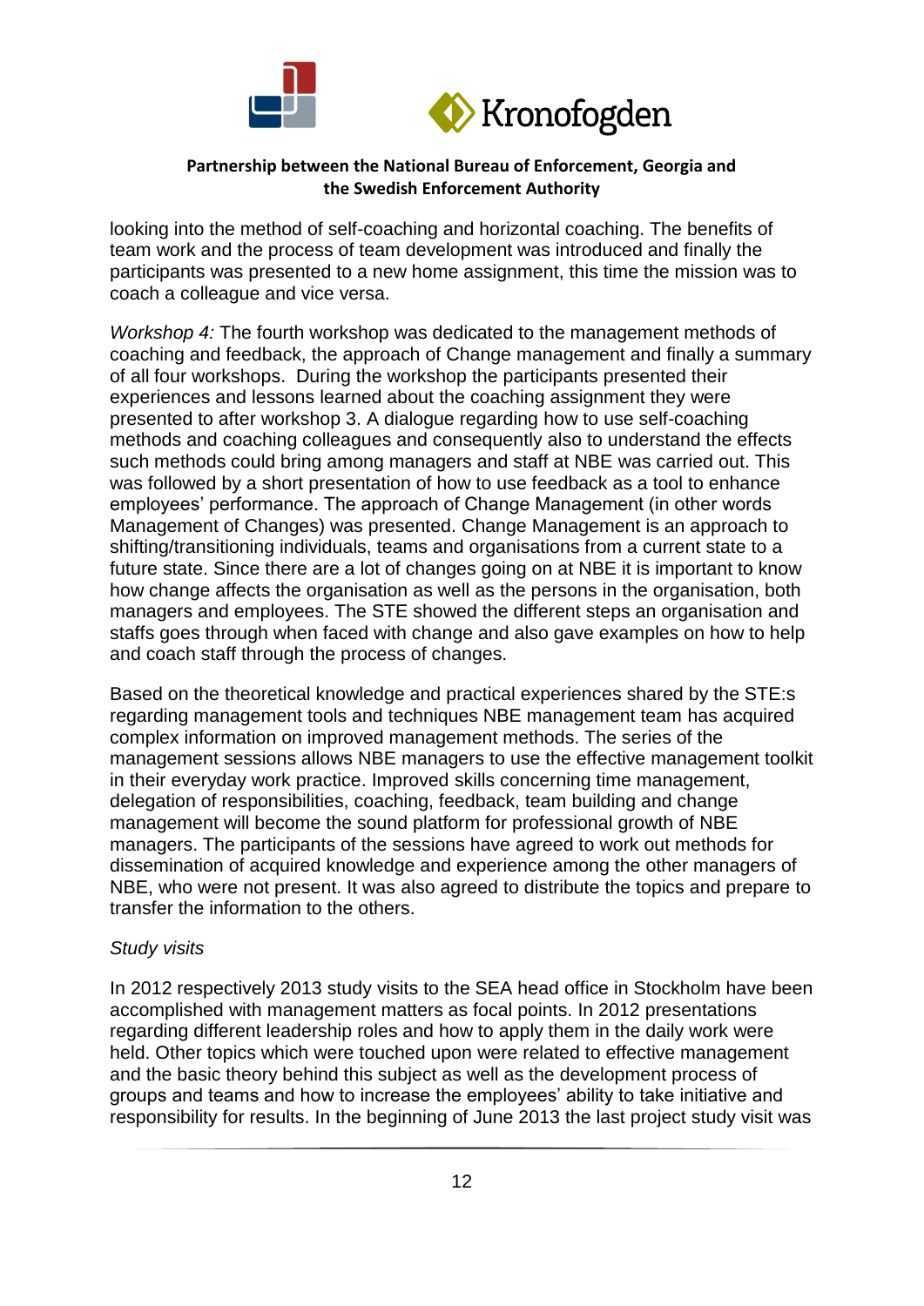looking into the method of self-coaching and horizontal coaching. The benefits of team work and the process of team development was introduced and finally the participants was presented to a new home assignment, this time the mission was to coach a colleague and vice versa.

*Workshop 4:* The fourth workshop was dedicated to the management methods of coaching and feedback, the approach of Change management and finally a summary of all four workshops. During the workshop the participants presented their experiences and lessons learned about the coaching assignment they were presented to after workshop 3. A dialogue regarding how to use self-coaching methods and coaching colleagues and consequently also to understand the effects such methods could bring among managers and staff at NBE was carried out. This was followed by a short presentation of how to use feedback as a tool to enhance employees' performance. The approach of Change Management (in other words Management of Changes) was presented. Change Management is an approach to shifting/transitioning individuals, teams and organisations from a current state to a future state. Since there are a lot of changes going on at NBE it is important to know how change affects the organisation as well as the persons in the organisation, both managers and employees. The STE showed the different steps an organisation and staffs goes through when faced with change and also gave examples on how to help and coach staff through the process of changes.

Based on the theoretical knowledge and practical experiences shared by the STE:s regarding management tools and techniques NBE management team has acquired complex information on improved management methods. The series of the management sessions allows NBE managers to use the effective management toolkit in their everyday work practice. Improved skills concerning time management, delegation of responsibilities, coaching, feedback, team building and change management will become the sound platform for professional growth of NBE managers. The participants of the sessions have agreed to work out methods for dissemination of acquired knowledge and experience among the other managers of NBE, who were not present. It was also agreed to distribute the topics and prepare to transfer the information to the others.

*Study visits*

In 2012 respectively 2013 study visits to the SEA head office in Stockholm have been accomplished with management matters as focal points. In 2012 presentations regarding different leadership roles and how to apply them in the daily work were held. Other topics which were touched upon were related to effective management and the basic theory behind this subject as well as the development process of groups and teams and how to increase the employees' ability to take initiative and responsibility for results. In the beginning of June 2013 the last project study visit was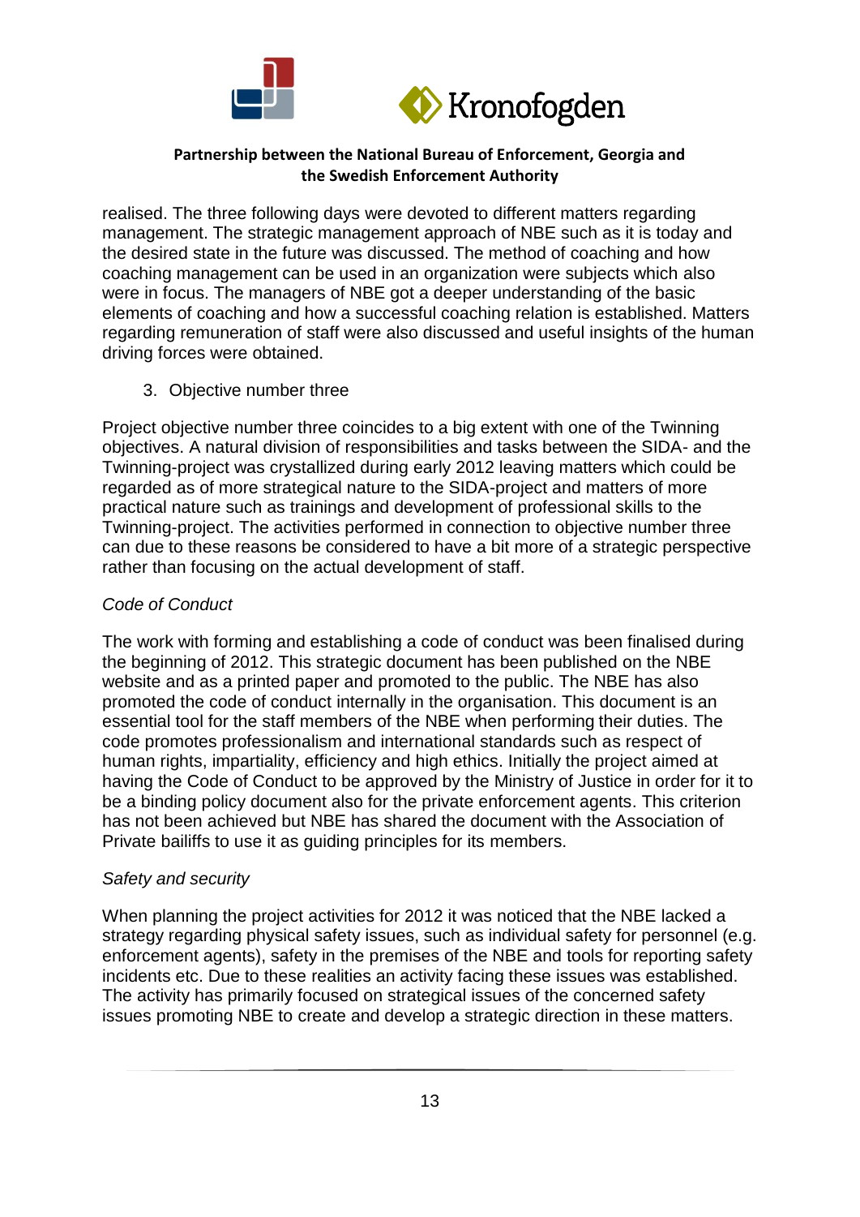realised. The three following days were devoted to different matters regarding management. The strategic management approach of NBE such as it is today and the desired state in the future was discussed. The method of coaching and how coaching management can be used in an organization were subjects which also were in focus. The managers of NBE got a deeper understanding of the basic elements of coaching and how a successful coaching relation is established. Matters regarding remuneration of staff were also discussed and useful insights of the human driving forces were obtained.

3. Objective number three

Project objective number three coincides to a big extent with one of the Twinning objectives. A natural division of responsibilities and tasks between the SIDA- and the Twinning-project was crystallized during early 2012 leaving matters which could be regarded as of more strategical nature to the SIDA-project and matters of more practical nature such as trainings and development of professional skills to the Twinning-project. The activities performed in connection to objective number three can due to these reasons be considered to have a bit more of a strategic perspective rather than focusing on the actual development of staff.

*Code of Conduct*

The work with forming and establishing a code of conduct was been finalised during the beginning of 2012. This strategic document has been published on the NBE website and as a printed paper and promoted to the public. The NBE has also promoted the code of conduct internally in the organisation. This document is an essential tool for the staff members of the NBE when performing their duties. The code promotes professionalism and international standards such as respect of human rights, impartiality, efficiency and high ethics. Initially the project aimed at having the Code of Conduct to be approved by the Ministry of Justice in order for it to be a binding policy document also for the private enforcement agents. This criterion has not been achieved but NBE has shared the document with the Association of Private bailiffs to use it as guiding principles for its members.

*Safety and security*

When planning the project activities for 2012 it was noticed that the NBE lacked a strategy regarding physical safety issues, such as individual safety for personnel (e.g. enforcement agents), safety in the premises of the NBE and tools for reporting safety incidents etc. Due to these realities an activity facing these issues was established. The activity has primarily focused on strategical issues of the concerned safety issues promoting NBE to create and develop a strategic direction in these matters.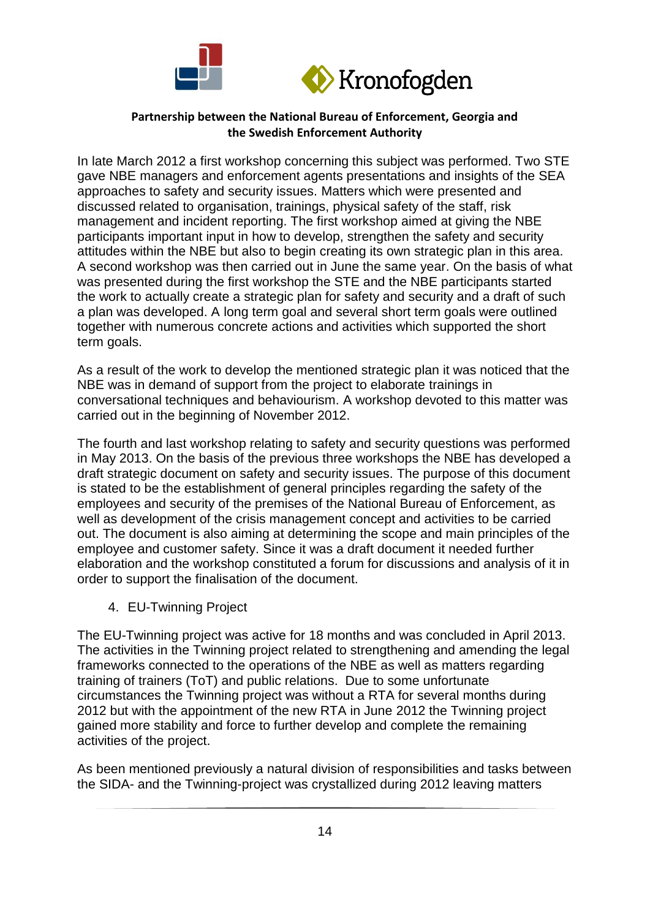In late March 2012 a first workshop concerning this subject was performed. Two STE gave NBE managers and enforcement agents presentations and insights of the SEA approaches to safety and security issues. Matters which were presented and discussed related to organisation, trainings, physical safety of the staff, risk management and incident reporting. The first workshop aimed at giving the NBE participants important input in how to develop, strengthen the safety and security attitudes within the NBE but also to begin creating its own strategic plan in this area. A second workshop was then carried out in June the same year. On the basis of what was presented during the first workshop the STE and the NBE participants started the work to actually create a strategic plan for safety and security and a draft of such a plan was developed. A long term goal and several short term goals were outlined together with numerous concrete actions and activities which supported the short term goals.

As a result of the work to develop the mentioned strategic plan it was noticed that the NBE was in demand of support from the project to elaborate trainings in conversational techniques and behaviourism. A workshop devoted to this matter was carried out in the beginning of November 2012.

The fourth and last workshop relating to safety and security questions was performed in May 2013. On the basis of the previous three workshops the NBE has developed a draft strategic document on safety and security issues. The purpose of this document is stated to be the establishment of general principles regarding the safety of the employees and security of the premises of the National Bureau of Enforcement, as well as development of the crisis management concept and activities to be carried out. The document is also aiming at determining the scope and main principles of the employee and customer safety. Since it was a draft document it needed further elaboration and the workshop constituted a forum for discussions and analysis of it in order to support the finalisation of the document.

4. EU-Twinning Project

The EU-Twinning project was active for 18 months and was concluded in April 2013. The activities in the Twinning project related to strengthening and amending the legal frameworks connected to the operations of the NBE as well as matters regarding training of trainers (ToT) and public relations. Due to some unfortunate circumstances the Twinning project was without a RTA for several months during 2012 but with the appointment of the new RTA in June 2012 the Twinning project gained more stability and force to further develop and complete the remaining activities of the project.

As been mentioned previously a natural division of responsibilities and tasks between the SIDA- and the Twinning-project was crystallized during 2012 leaving matters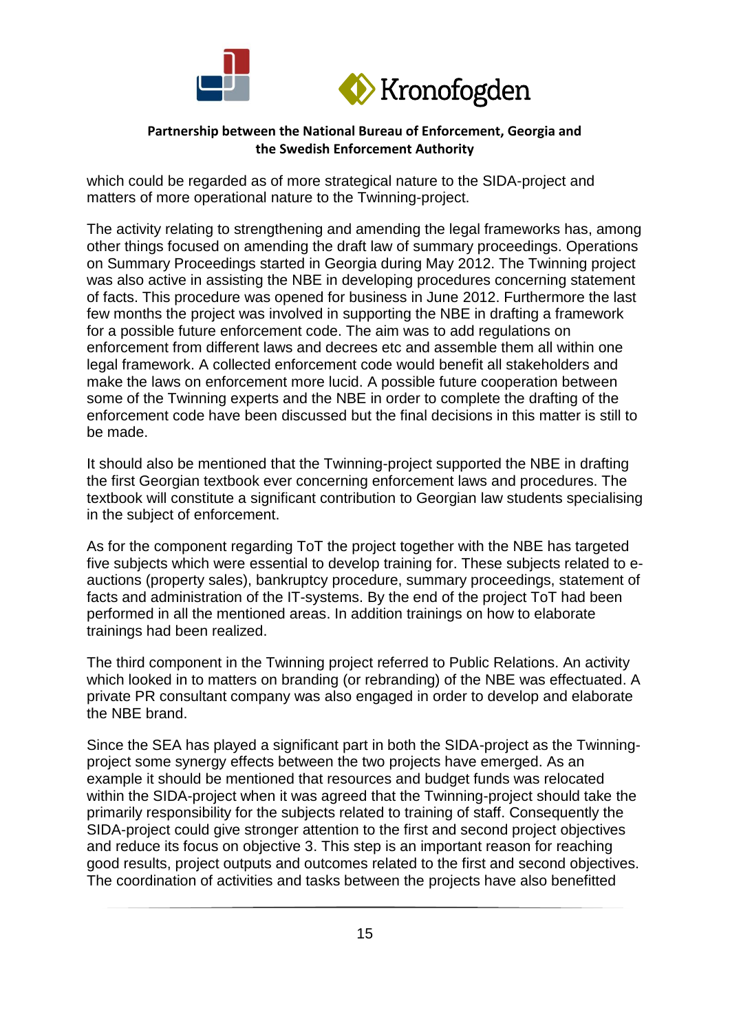which could be regarded as of more strategical nature to the SIDA-project and matters of more operational nature to the Twinning-project.

The activity relating to strengthening and amending the legal frameworks has, among other things focused on amending the draft law of summary proceedings. Operations on Summary Proceedings started in Georgia during May 2012. The Twinning project was also active in assisting the NBE in developing procedures concerning statement of facts. This procedure was opened for business in June 2012. Furthermore the last few months the project was involved in supporting the NBE in drafting a framework for a possible future enforcement code. The aim was to add regulations on enforcement from different laws and decrees etc and assemble them all within one legal framework. A collected enforcement code would benefit all stakeholders and make the laws on enforcement more lucid. A possible future cooperation between some of the Twinning experts and the NBE in order to complete the drafting of the enforcement code have been discussed but the final decisions in this matter is still to be made.

It should also be mentioned that the Twinning-project supported the NBE in drafting the first Georgian textbook ever concerning enforcement laws and procedures. The textbook will constitute a significant contribution to Georgian law students specialising in the subject of enforcement.

As for the component regarding ToT the project together with the NBE has targeted five subjects which were essential to develop training for. These subjects related to e-auctions (property sales), bankruptcy procedure, summary proceedings, statement of facts and administration of the IT-systems. By the end of the project ToT had been performed in all the mentioned areas. In addition trainings on how to elaborate trainings had been realized.

The third component in the Twinning project referred to Public Relations. An activity which looked in to matters on branding (or rebranding) of the NBE was effectuated. A private PR consultant company was also engaged in order to develop and elaborate the NBE brand.

Since the SEA has played a significant part in both the SIDA-project as the Twinning-project some synergy effects between the two projects have emerged. As an example it should be mentioned that resources and budget funds was relocated within the SIDA-project when it was agreed that the Twinning-project should take the primarily responsibility for the subjects related to training of staff. Consequently the SIDA-project could give stronger attention to the first and second project objectives and reduce its focus on objective 3. This step is an important reason for reaching good results, project outputs and outcomes related to the first and second objectives. The coordination of activities and tasks between the projects have also benefitted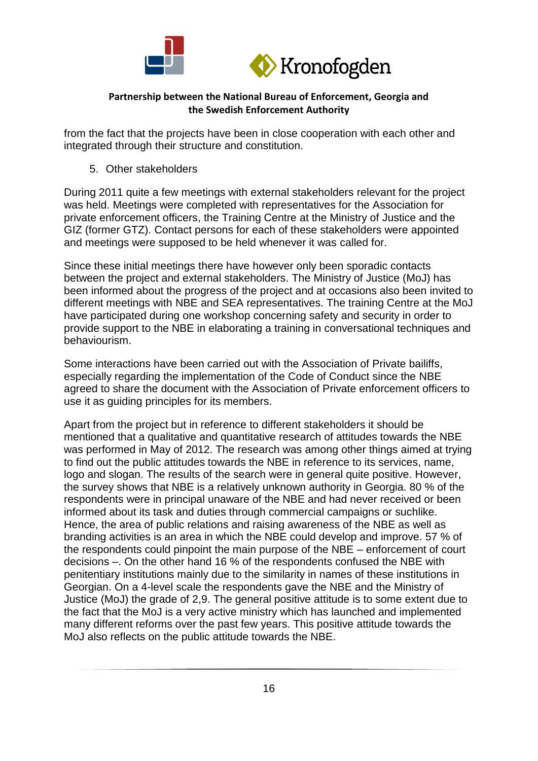from the fact that the projects have been in close cooperation with each other and integrated through their structure and constitution.

5. Other stakeholders

During 2011 quite a few meetings with external stakeholders relevant for the project was held. Meetings were completed with representatives for the Association for private enforcement officers, the Training Centre at the Ministry of Justice and the GIZ (former GTZ). Contact persons for each of these stakeholders were appointed and meetings were supposed to be held whenever it was called for.

Since these initial meetings there have however only been sporadic contacts between the project and external stakeholders. The Ministry of Justice (MoJ) has been informed about the progress of the project and at occasions also been invited to different meetings with NBE and SEA representatives. The training Centre at the MoJ have participated during one workshop concerning safety and security in order to provide support to the NBE in elaborating a training in conversational techniques and behaviourism.

Some interactions have been carried out with the Association of Private bailiffs, especially regarding the implementation of the Code of Conduct since the NBE agreed to share the document with the Association of Private enforcement officers to use it as guiding principles for its members.

Apart from the project but in reference to different stakeholders it should be mentioned that a qualitative and quantitative research of attitudes towards the NBE was performed in May of 2012. The research was among other things aimed at trying to find out the public attitudes towards the NBE in reference to its services, name, logo and slogan. The results of the search were in general quite positive. However, the survey shows that NBE is a relatively unknown authority in Georgia. 80 % of the respondents were in principal unaware of the NBE and had never received or been informed about its task and duties through commercial campaigns or suchlike. Hence, the area of public relations and raising awareness of the NBE as well as branding activities is an area in which the NBE could develop and improve. 57 % of the respondents could pinpoint the main purpose of the NBE – enforcement of court decisions –. On the other hand 16 % of the respondents confused the NBE with penitentiary institutions mainly due to the similarity in names of these institutions in Georgian. On a 4-level scale the respondents gave the NBE and the Ministry of Justice (MoJ) the grade of 2,9. The general positive attitude is to some extent due to the fact that the MoJ is a very active ministry which has launched and implemented many different reforms over the past few years. This positive attitude towards the MoJ also reflects on the public attitude towards the NBE.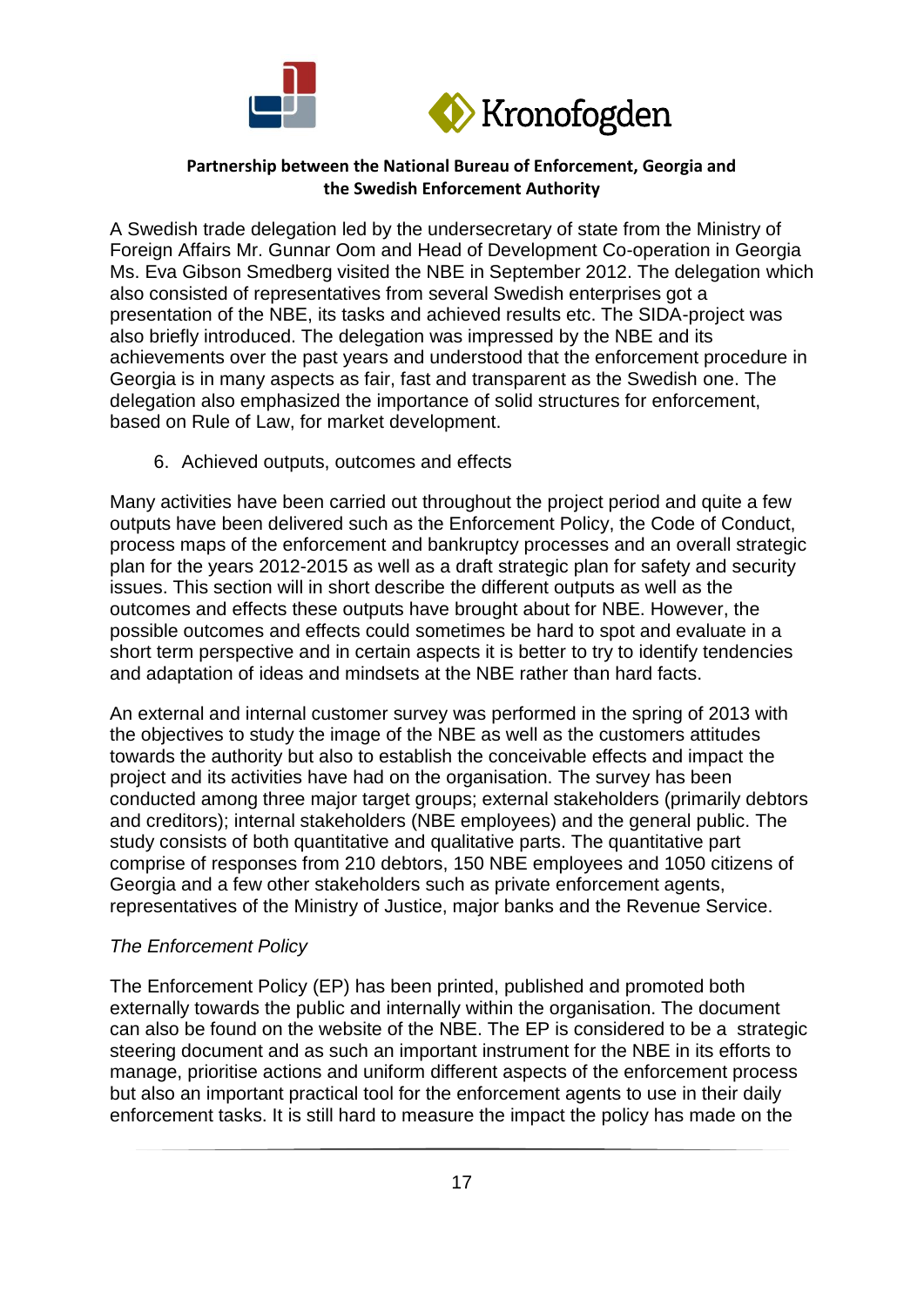A Swedish trade delegation led by the undersecretary of state from the Ministry of Foreign Affairs Mr. Gunnar Oom and Head of Development Co-operation in Georgia Ms. Eva Gibson Smedberg visited the NBE in September 2012. The delegation which also consisted of representatives from several Swedish enterprises got a presentation of the NBE, its tasks and achieved results etc. The SIDA-project was also briefly introduced. The delegation was impressed by the NBE and its achievements over the past years and understood that the enforcement procedure in Georgia is in many aspects as fair, fast and transparent as the Swedish one. The delegation also emphasized the importance of solid structures for enforcement, based on Rule of Law, for market development.

6. Achieved outputs, outcomes and effects

Many activities have been carried out throughout the project period and quite a few outputs have been delivered such as the Enforcement Policy, the Code of Conduct, process maps of the enforcement and bankruptcy processes and an overall strategic plan for the years 2012-2015 as well as a draft strategic plan for safety and security issues. This section will in short describe the different outputs as well as the outcomes and effects these outputs have brought about for NBE. However, the possible outcomes and effects could sometimes be hard to spot and evaluate in a short term perspective and in certain aspects it is better to try to identify tendencies and adaptation of ideas and mindsets at the NBE rather than hard facts.

An external and internal customer survey was performed in the spring of 2013 with the objectives to study the image of the NBE as well as the customers attitudes towards the authority but also to establish the conceivable effects and impact the project and its activities have had on the organisation. The survey has been conducted among three major target groups; external stakeholders (primarily debtors and creditors); internal stakeholders (NBE employees) and the general public. The study consists of both quantitative and qualitative parts. The quantitative part comprise of responses from 210 debtors, 150 NBE employees and 1050 citizens of Georgia and a few other stakeholders such as private enforcement agents, representatives of the Ministry of Justice, major banks and the Revenue Service.

*The Enforcement Policy*

The Enforcement Policy (EP) has been printed, published and promoted both externally towards the public and internally within the organisation. The document can also be found on the website of the NBE. The EP is considered to be a strategic steering document and as such an important instrument for the NBE in its efforts to manage, prioritise actions and uniform different aspects of the enforcement process but also an important practical tool for the enforcement agents to use in their daily enforcement tasks. It is still hard to measure the impact the policy has made on the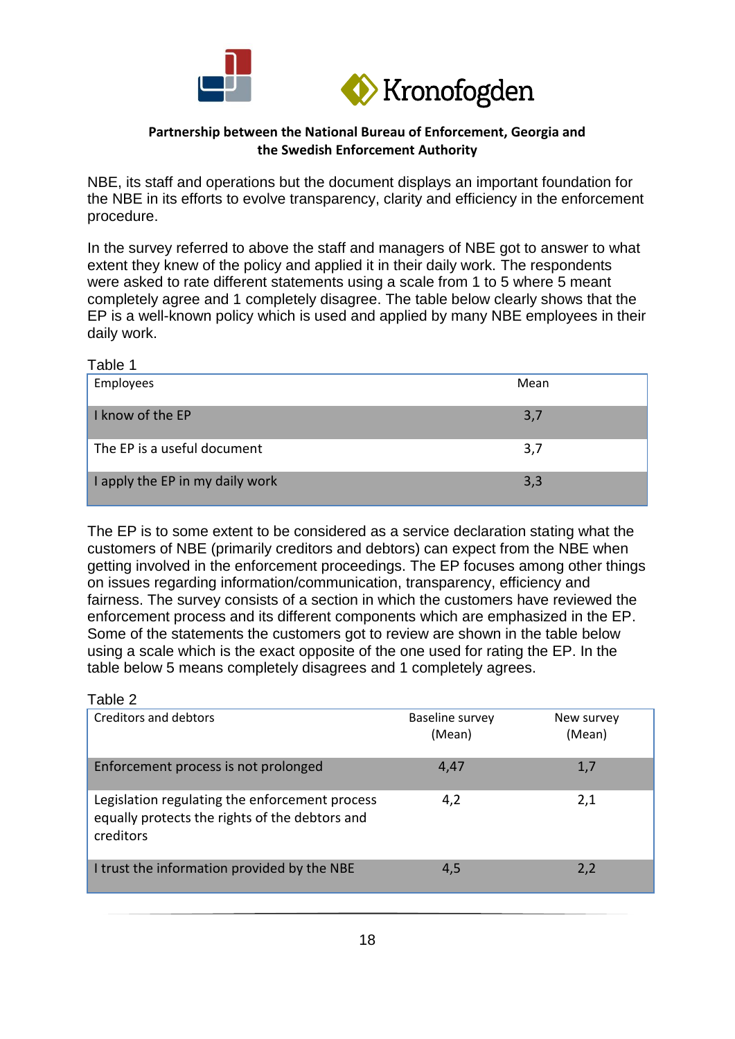NBE, its staff and operations but the document displays an important foundation for the NBE in its efforts to evolve transparency, clarity and efficiency in the enforcement procedure.

In the survey referred to above the staff and managers of NBE got to answer to what extent they knew of the policy and applied it in their daily work. The respondents were asked to rate different statements using a scale from 1 to 5 where 5 meant completely agree and 1 completely disagree. The table below clearly shows that the EP is a well-known policy which is used and applied by many NBE employees in their daily work.

Table 1

| Employees | Mean |
|---|---|
| I know of the EP | 3,7 |
| The EP is a useful document | 3,7 |
| I apply the EP in my daily work | 3,3 |

The EP is to some extent to be considered as a service declaration stating what the customers of NBE (primarily creditors and debtors) can expect from the NBE when getting involved in the enforcement proceedings. The EP focuses among other things on issues regarding information/communication, transparency, efficiency and fairness. The survey consists of a section in which the customers have reviewed the enforcement process and its different components which are emphasized in the EP. Some of the statements the customers got to review are shown in the table below using a scale which is the exact opposite of the one used for rating the EP. In the table below 5 means completely disagrees and 1 completely agrees.

Table 2

| Creditors and debtors | Baseline survey (Mean) | New survey (Mean) |
|---|---|---|
| Enforcement process is not prolonged | 4,47 | 1,7 |
| Legislation regulating the enforcement process equally protects the rights of the debtors and creditors | 4,2 | 2,1 |
| I trust the information provided by the NBE | 4,5 | 2,2 |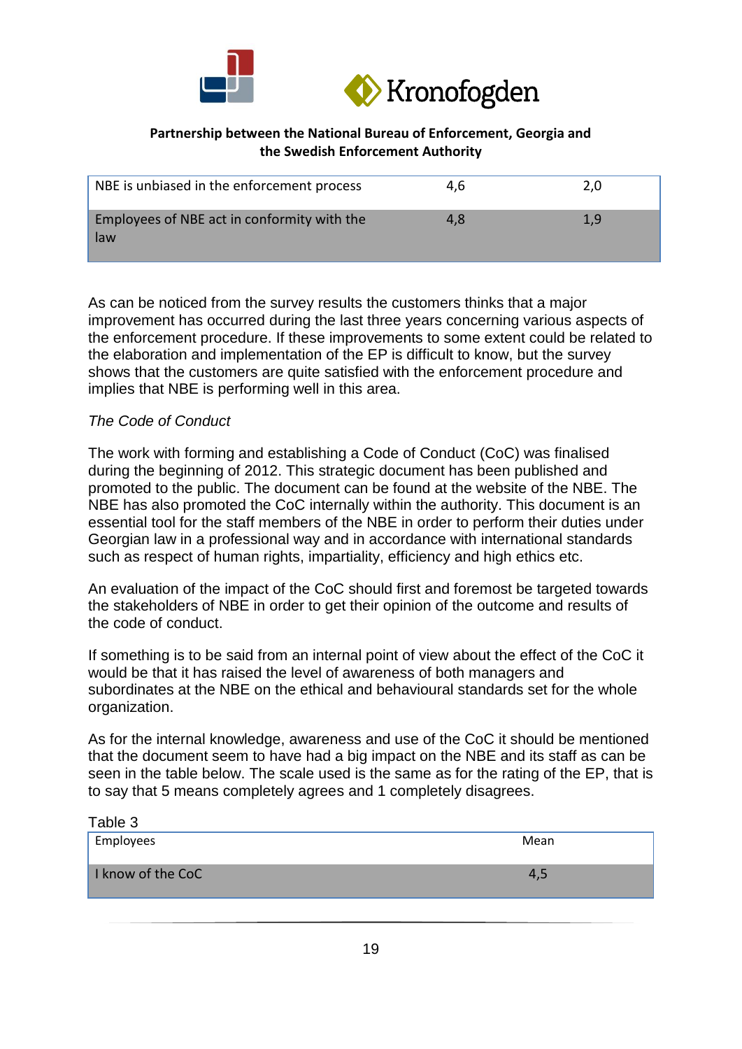| | | |
|---|---|---|
| NBE is unbiased in the enforcement process | 4,6 | 2,0 |
| Employees of NBE act in conformity with the law | 4,8 | 1,9 |

As can be noticed from the survey results the customers thinks that a major improvement has occurred during the last three years concerning various aspects of the enforcement procedure. If these improvements to some extent could be related to the elaboration and implementation of the EP is difficult to know, but the survey shows that the customers are quite satisfied with the enforcement procedure and implies that NBE is performing well in this area.

*The Code of Conduct*

The work with forming and establishing a Code of Conduct (CoC) was finalised during the beginning of 2012. This strategic document has been published and promoted to the public. The document can be found at the website of the NBE. The NBE has also promoted the CoC internally within the authority. This document is an essential tool for the staff members of the NBE in order to perform their duties under Georgian law in a professional way and in accordance with international standards such as respect of human rights, impartiality, efficiency and high ethics etc.

An evaluation of the impact of the CoC should first and foremost be targeted towards the stakeholders of NBE in order to get their opinion of the outcome and results of the code of conduct.

If something is to be said from an internal point of view about the effect of the CoC it would be that it has raised the level of awareness of both managers and subordinates at the NBE on the ethical and behavioural standards set for the whole organization.

As for the internal knowledge, awareness and use of the CoC it should be mentioned that the document seem to have had a big impact on the NBE and its staff as can be seen in the table below. The scale used is the same as for the rating of the EP, that is to say that 5 means completely agrees and 1 completely disagrees.

Table 3

| Employees | Mean |
|---|---|
| I know of the CoC | 4,5 |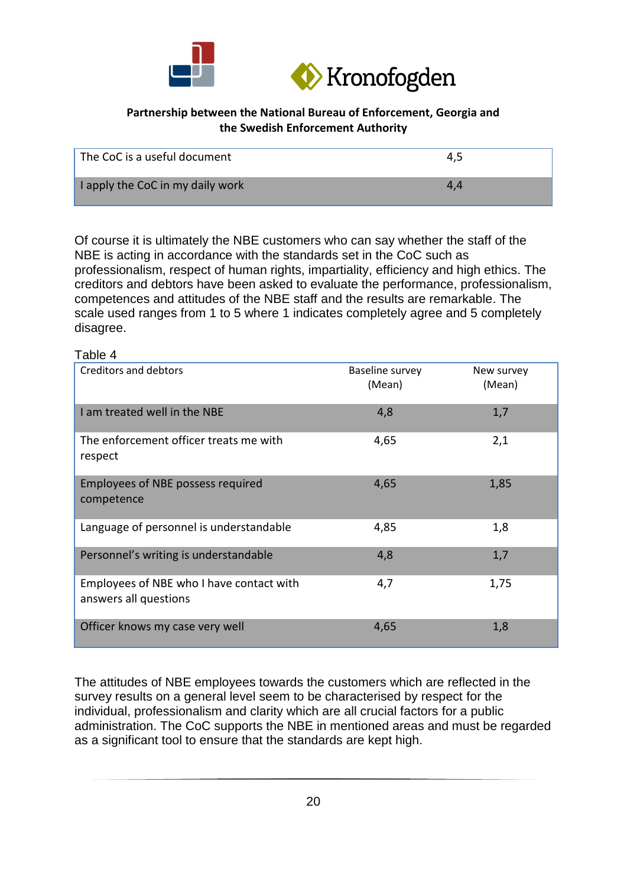| The CoC is a useful document | 4,5 |
|---|---|
| I apply the CoC in my daily work | 4,4 |

Of course it is ultimately the NBE customers who can say whether the staff of the NBE is acting in accordance with the standards set in the CoC such as professionalism, respect of human rights, impartiality, efficiency and high ethics. The creditors and debtors have been asked to evaluate the performance, professionalism, competences and attitudes of the NBE staff and the results are remarkable. The scale used ranges from 1 to 5 where 1 indicates completely agree and 5 completely disagree.

Table 4

| Creditors and debtors | Baseline survey (Mean) | New survey (Mean) |
|---|---|---|
| I am treated well in the NBE | 4,8 | 1,7 |
| The enforcement officer treats me with respect | 4,65 | 2,1 |
| Employees of NBE possess required competence | 4,65 | 1,85 |
| Language of personnel is understandable | 4,85 | 1,8 |
| Personnel’s writing is understandable | 4,8 | 1,7 |
| Employees of NBE who I have contact with answers all questions | 4,7 | 1,75 |
| Officer knows my case very well | 4,65 | 1,8 |

The attitudes of NBE employees towards the customers which are reflected in the survey results on a general level seem to be characterised by respect for the individual, professionalism and clarity which are all crucial factors for a public administration. The CoC supports the NBE in mentioned areas and must be regarded as a significant tool to ensure that the standards are kept high.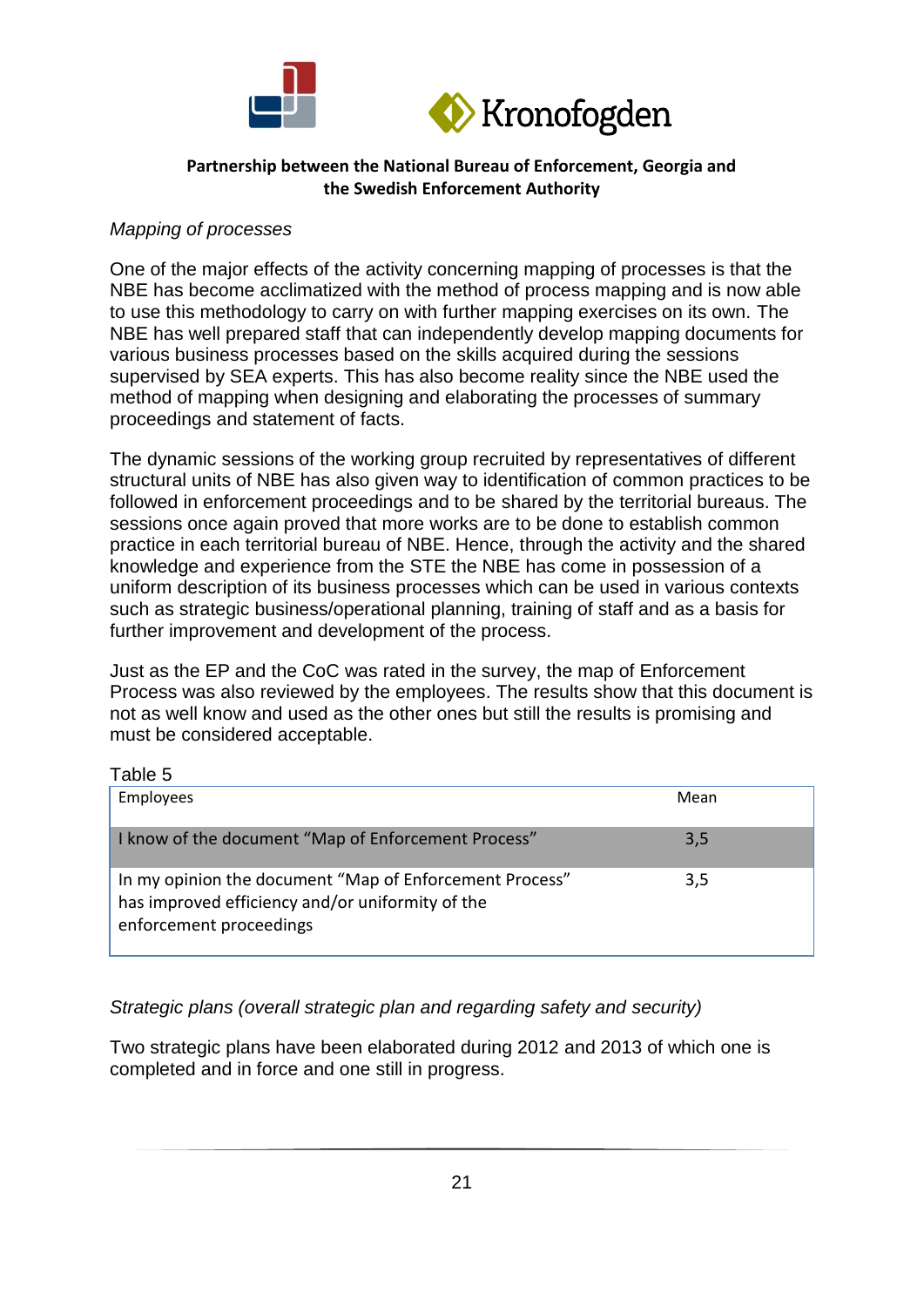*Mapping of processes*

One of the major effects of the activity concerning mapping of processes is that the NBE has become acclimatized with the method of process mapping and is now able to use this methodology to carry on with further mapping exercises on its own. The NBE has well prepared staff that can independently develop mapping documents for various business processes based on the skills acquired during the sessions supervised by SEA experts. This has also become reality since the NBE used the method of mapping when designing and elaborating the processes of summary proceedings and statement of facts.

The dynamic sessions of the working group recruited by representatives of different structural units of NBE has also given way to identification of common practices to be followed in enforcement proceedings and to be shared by the territorial bureaus. The sessions once again proved that more works are to be done to establish common practice in each territorial bureau of NBE. Hence, through the activity and the shared knowledge and experience from the STE the NBE has come in possession of a uniform description of its business processes which can be used in various contexts such as strategic business/operational planning, training of staff and as a basis for further improvement and development of the process.

Just as the EP and the CoC was rated in the survey, the map of Enforcement Process was also reviewed by the employees. The results show that this document is not as well know and used as the other ones but still the results is promising and must be considered acceptable.

Table 5

| Employees | Mean |
|---|---|
| I know of the document "Map of Enforcement Process" | 3,5 |
| In my opinion the document "Map of Enforcement Process" has improved efficiency and/or uniformity of the enforcement proceedings | 3,5 |

*Strategic plans (overall strategic plan and regarding safety and security)*

Two strategic plans have been elaborated during 2012 and 2013 of which one is completed and in force and one still in progress.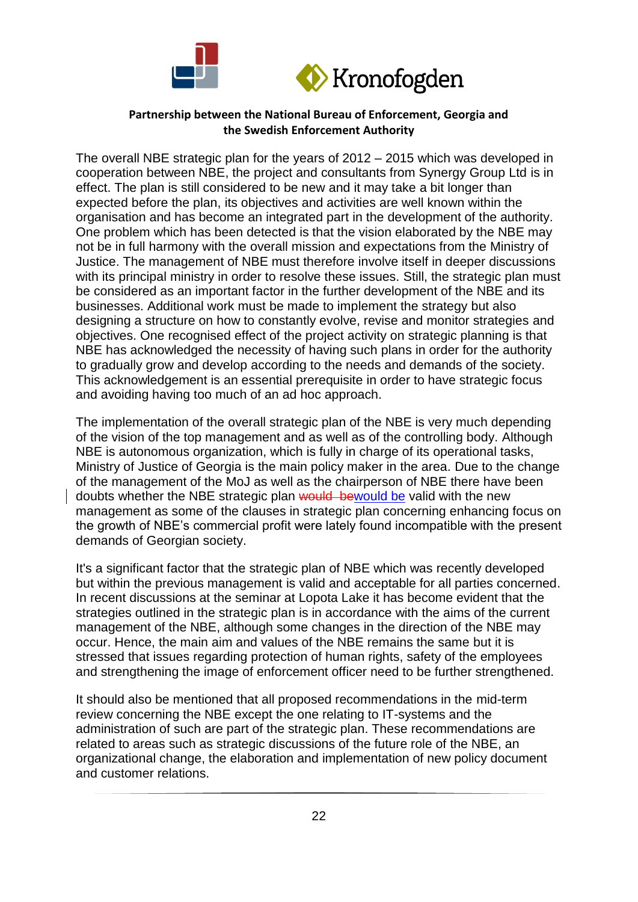The overall NBE strategic plan for the years of 2012 – 2015 which was developed in cooperation between NBE, the project and consultants from Synergy Group Ltd is in effect. The plan is still considered to be new and it may take a bit longer than expected before the plan, its objectives and activities are well known within the organisation and has become an integrated part in the development of the authority. One problem which has been detected is that the vision elaborated by the NBE may not be in full harmony with the overall mission and expectations from the Ministry of Justice. The management of NBE must therefore involve itself in deeper discussions with its principal ministry in order to resolve these issues. Still, the strategic plan must be considered as an important factor in the further development of the NBE and its businesses. Additional work must be made to implement the strategy but also designing a structure on how to constantly evolve, revise and monitor strategies and objectives. One recognised effect of the project activity on strategic planning is that NBE has acknowledged the necessity of having such plans in order for the authority to gradually grow and develop according to the needs and demands of the society. This acknowledgement is an essential prerequisite in order to have strategic focus and avoiding having too much of an ad hoc approach.

The implementation of the overall strategic plan of the NBE is very much depending of the vision of the top management and as well as of the controlling body. Although NBE is autonomous organization, which is fully in charge of its operational tasks, Ministry of Justice of Georgia is the main policy maker in the area. Due to the change of the management of the MoJ as well as the chairperson of NBE there have been doubts whether the NBE strategic plan ~~would be~~would be valid with the new management as some of the clauses in strategic plan concerning enhancing focus on the growth of NBE's commercial profit were lately found incompatible with the present demands of Georgian society.

It's a significant factor that the strategic plan of NBE which was recently developed but within the previous management is valid and acceptable for all parties concerned. In recent discussions at the seminar at Lopota Lake it has become evident that the strategies outlined in the strategic plan is in accordance with the aims of the current management of the NBE, although some changes in the direction of the NBE may occur. Hence, the main aim and values of the NBE remains the same but it is stressed that issues regarding protection of human rights, safety of the employees and strengthening the image of enforcement officer need to be further strengthened.

It should also be mentioned that all proposed recommendations in the mid-term review concerning the NBE except the one relating to IT-systems and the administration of such are part of the strategic plan. These recommendations are related to areas such as strategic discussions of the future role of the NBE, an organizational change, the elaboration and implementation of new policy document and customer relations.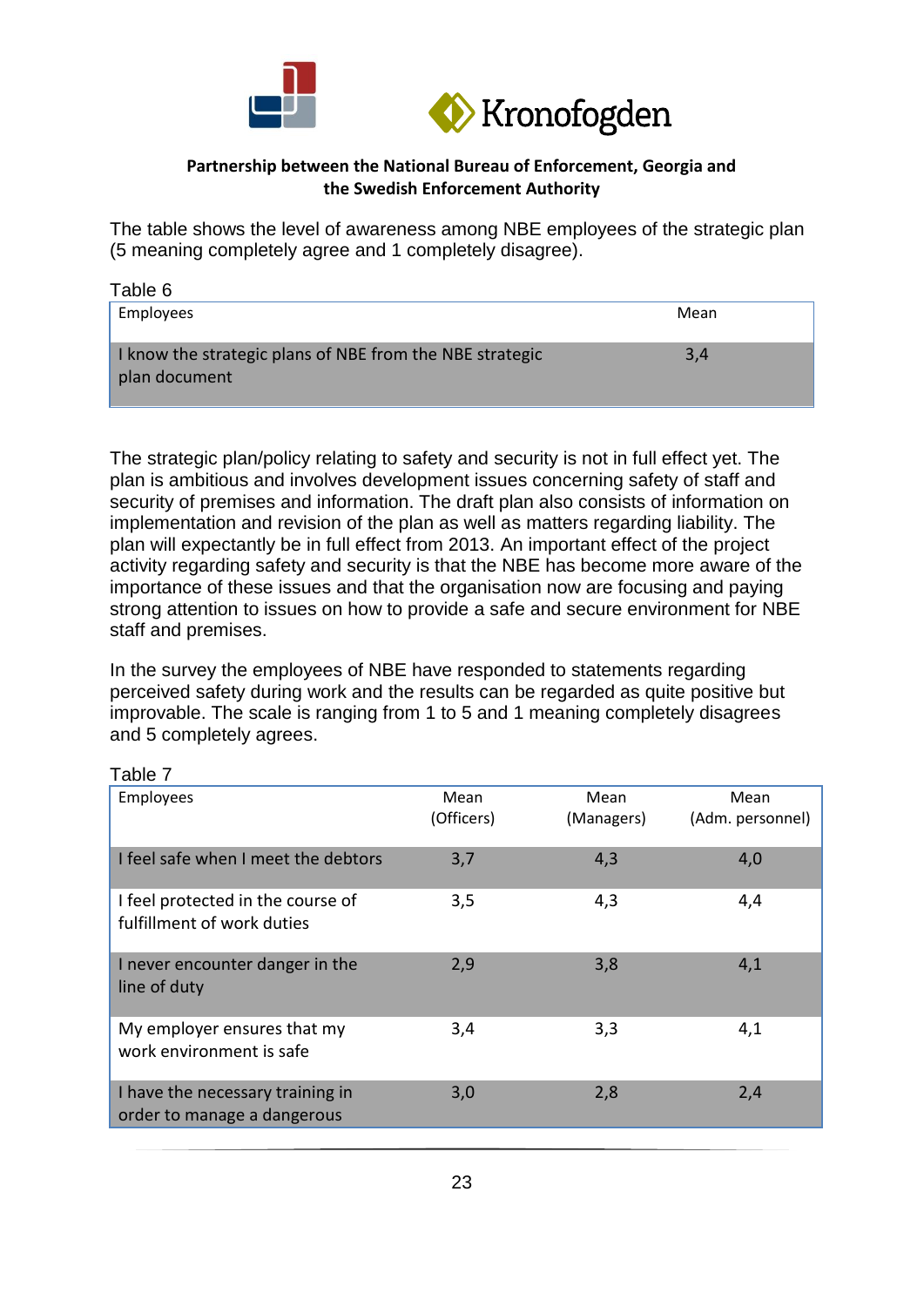**Partnership between the National Bureau of Enforcement, Georgia and the Swedish Enforcement Authority**

The table shows the level of awareness among NBE employees of the strategic plan (5 meaning completely agree and 1 completely disagree).

Table 6

| Employees | Mean |
|---|---|
| I know the strategic plans of NBE from the NBE strategic plan document | 3,4 |

The strategic plan/policy relating to safety and security is not in full effect yet. The plan is ambitious and involves development issues concerning safety of staff and security of premises and information. The draft plan also consists of information on implementation and revision of the plan as well as matters regarding liability. The plan will expectantly be in full effect from 2013. An important effect of the project activity regarding safety and security is that the NBE has become more aware of the importance of these issues and that the organisation now are focusing and paying strong attention to issues on how to provide a safe and secure environment for NBE staff and premises.

In the survey the employees of NBE have responded to statements regarding perceived safety during work and the results can be regarded as quite positive but improvable. The scale is ranging from 1 to 5 and 1 meaning completely disagrees and 5 completely agrees.

Table 7

| Employees | Mean (Officers) | Mean (Managers) | Mean (Adm. personnel) |
|---|---|---|---|
| I feel safe when I meet the debtors | 3,7 | 4,3 | 4,0 |
| I feel protected in the course of fulfillment of work duties | 3,5 | 4,3 | 4,4 |
| I never encounter danger in the line of duty | 2,9 | 3,8 | 4,1 |
| My employer ensures that my work environment is safe | 3,4 | 3,3 | 4,1 |
| I have the necessary training in order to manage a dangerous | 3,0 | 2,8 | 2,4 |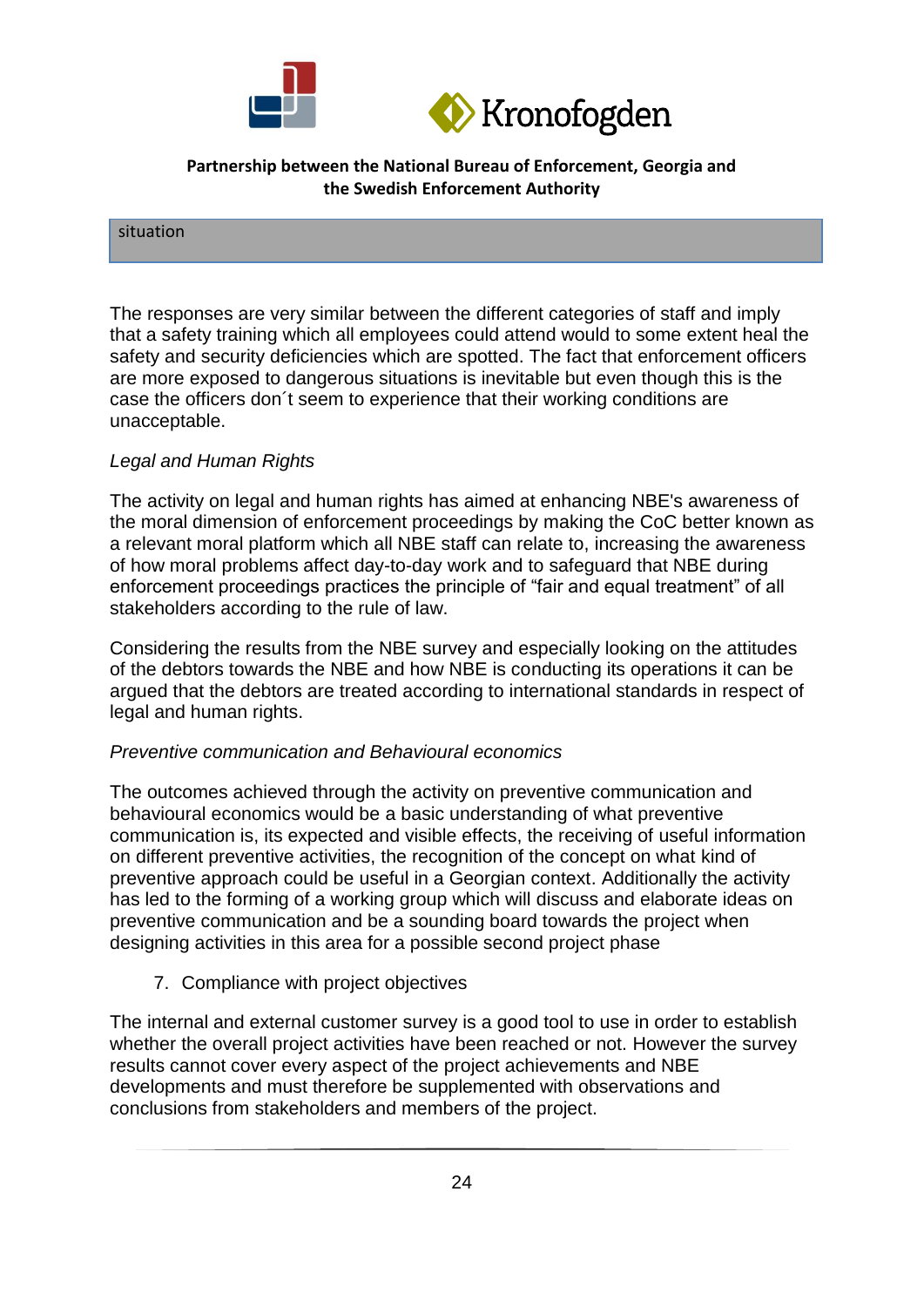| situation |
|---|

The responses are very similar between the different categories of staff and imply that a safety training which all employees could attend would to some extent heal the safety and security deficiencies which are spotted. The fact that enforcement officers are more exposed to dangerous situations is inevitable but even though this is the case the officers don´t seem to experience that their working conditions are unacceptable.

*Legal and Human Rights*

The activity on legal and human rights has aimed at enhancing NBE's awareness of the moral dimension of enforcement proceedings by making the CoC better known as a relevant moral platform which all NBE staff can relate to, increasing the awareness of how moral problems affect day-to-day work and to safeguard that NBE during enforcement proceedings practices the principle of “fair and equal treatment” of all stakeholders according to the rule of law.

Considering the results from the NBE survey and especially looking on the attitudes of the debtors towards the NBE and how NBE is conducting its operations it can be argued that the debtors are treated according to international standards in respect of legal and human rights.

*Preventive communication and Behavioural economics*

The outcomes achieved through the activity on preventive communication and behavioural economics would be a basic understanding of what preventive communication is, its expected and visible effects, the receiving of useful information on different preventive activities, the recognition of the concept on what kind of preventive approach could be useful in a Georgian context. Additionally the activity has led to the forming of a working group which will discuss and elaborate ideas on preventive communication and be a sounding board towards the project when designing activities in this area for a possible second project phase

7. Compliance with project objectives

The internal and external customer survey is a good tool to use in order to establish whether the overall project activities have been reached or not. However the survey results cannot cover every aspect of the project achievements and NBE developments and must therefore be supplemented with observations and conclusions from stakeholders and members of the project.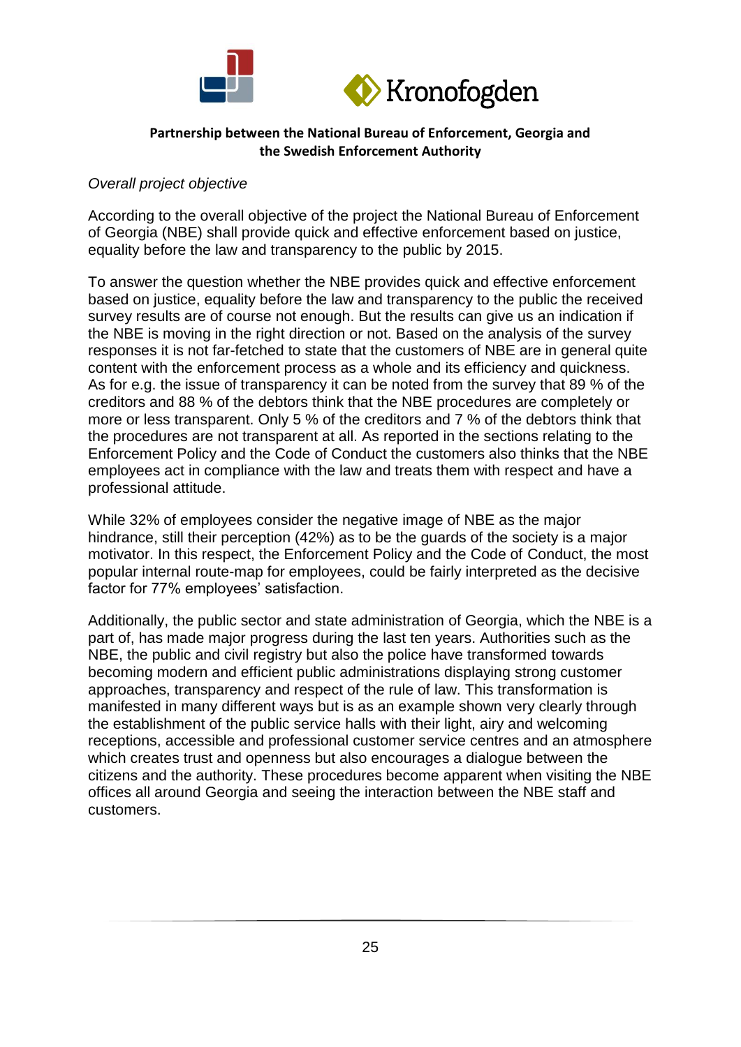*Overall project objective*

According to the overall objective of the project the National Bureau of Enforcement of Georgia (NBE) shall provide quick and effective enforcement based on justice, equality before the law and transparency to the public by 2015.

To answer the question whether the NBE provides quick and effective enforcement based on justice, equality before the law and transparency to the public the received survey results are of course not enough. But the results can give us an indication if the NBE is moving in the right direction or not. Based on the analysis of the survey responses it is not far-fetched to state that the customers of NBE are in general quite content with the enforcement process as a whole and its efficiency and quickness. As for e.g. the issue of transparency it can be noted from the survey that 89 % of the creditors and 88 % of the debtors think that the NBE procedures are completely or more or less transparent. Only 5 % of the creditors and 7 % of the debtors think that the procedures are not transparent at all. As reported in the sections relating to the Enforcement Policy and the Code of Conduct the customers also thinks that the NBE employees act in compliance with the law and treats them with respect and have a professional attitude.

While 32% of employees consider the negative image of NBE as the major hindrance, still their perception (42%) as to be the guards of the society is a major motivator. In this respect, the Enforcement Policy and the Code of Conduct, the most popular internal route-map for employees, could be fairly interpreted as the decisive factor for 77% employees' satisfaction.

Additionally, the public sector and state administration of Georgia, which the NBE is a part of, has made major progress during the last ten years. Authorities such as the NBE, the public and civil registry but also the police have transformed towards becoming modern and efficient public administrations displaying strong customer approaches, transparency and respect of the rule of law. This transformation is manifested in many different ways but is as an example shown very clearly through the establishment of the public service halls with their light, airy and welcoming receptions, accessible and professional customer service centres and an atmosphere which creates trust and openness but also encourages a dialogue between the citizens and the authority. These procedures become apparent when visiting the NBE offices all around Georgia and seeing the interaction between the NBE staff and customers.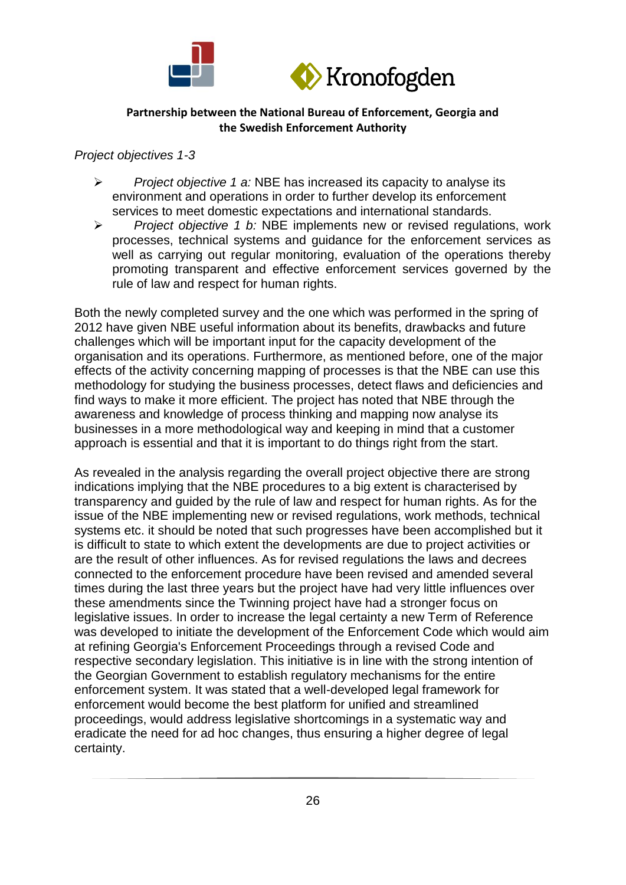*Project objectives 1-3*

- *Project objective 1 a:* NBE has increased its capacity to analyse its environment and operations in order to further develop its enforcement services to meet domestic expectations and international standards.
- *Project objective 1 b:* NBE implements new or revised regulations, work processes, technical systems and guidance for the enforcement services as well as carrying out regular monitoring, evaluation of the operations thereby promoting transparent and effective enforcement services governed by the rule of law and respect for human rights.

Both the newly completed survey and the one which was performed in the spring of 2012 have given NBE useful information about its benefits, drawbacks and future challenges which will be important input for the capacity development of the organisation and its operations. Furthermore, as mentioned before, one of the major effects of the activity concerning mapping of processes is that the NBE can use this methodology for studying the business processes, detect flaws and deficiencies and find ways to make it more efficient. The project has noted that NBE through the awareness and knowledge of process thinking and mapping now analyse its businesses in a more methodological way and keeping in mind that a customer approach is essential and that it is important to do things right from the start.

As revealed in the analysis regarding the overall project objective there are strong indications implying that the NBE procedures to a big extent is characterised by transparency and guided by the rule of law and respect for human rights. As for the issue of the NBE implementing new or revised regulations, work methods, technical systems etc. it should be noted that such progresses have been accomplished but it is difficult to state to which extent the developments are due to project activities or are the result of other influences. As for revised regulations the laws and decrees connected to the enforcement procedure have been revised and amended several times during the last three years but the project have had very little influences over these amendments since the Twinning project have had a stronger focus on legislative issues. In order to increase the legal certainty a new Term of Reference was developed to initiate the development of the Enforcement Code which would aim at refining Georgia's Enforcement Proceedings through a revised Code and respective secondary legislation. This initiative is in line with the strong intention of the Georgian Government to establish regulatory mechanisms for the entire enforcement system. It was stated that a well-developed legal framework for enforcement would become the best platform for unified and streamlined proceedings, would address legislative shortcomings in a systematic way and eradicate the need for ad hoc changes, thus ensuring a higher degree of legal certainty.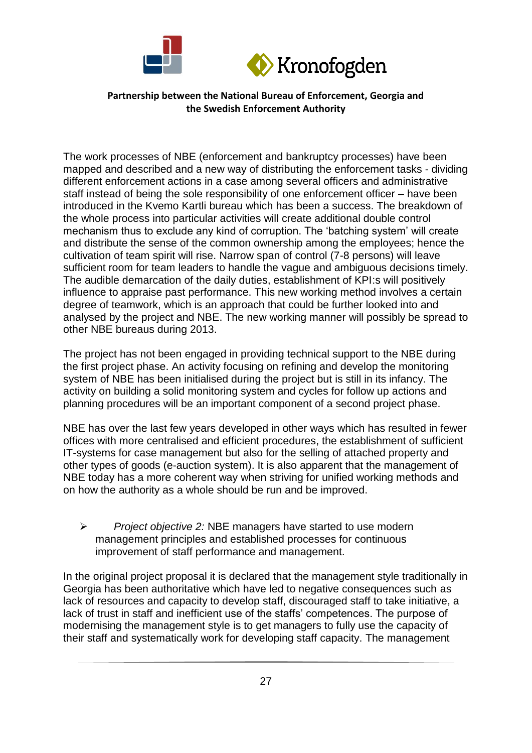The work processes of NBE (enforcement and bankruptcy processes) have been mapped and described and a new way of distributing the enforcement tasks - dividing different enforcement actions in a case among several officers and administrative staff instead of being the sole responsibility of one enforcement officer – have been introduced in the Kvemo Kartli bureau which has been a success. The breakdown of the whole process into particular activities will create additional double control mechanism thus to exclude any kind of corruption. The 'batching system' will create and distribute the sense of the common ownership among the employees; hence the cultivation of team spirit will rise. Narrow span of control (7-8 persons) will leave sufficient room for team leaders to handle the vague and ambiguous decisions timely. The audible demarcation of the daily duties, establishment of KPI:s will positively influence to appraise past performance. This new working method involves a certain degree of teamwork, which is an approach that could be further looked into and analysed by the project and NBE. The new working manner will possibly be spread to other NBE bureaus during 2013.

The project has not been engaged in providing technical support to the NBE during the first project phase. An activity focusing on refining and develop the monitoring system of NBE has been initialised during the project but is still in its infancy. The activity on building a solid monitoring system and cycles for follow up actions and planning procedures will be an important component of a second project phase.

NBE has over the last few years developed in other ways which has resulted in fewer offices with more centralised and efficient procedures, the establishment of sufficient IT-systems for case management but also for the selling of attached property and other types of goods (e-auction system). It is also apparent that the management of NBE today has a more coherent way when striving for unified working methods and on how the authority as a whole should be run and be improved.

- *Project objective 2:* NBE managers have started to use modern management principles and established processes for continuous improvement of staff performance and management.

In the original project proposal it is declared that the management style traditionally in Georgia has been authoritative which have led to negative consequences such as lack of resources and capacity to develop staff, discouraged staff to take initiative, a lack of trust in staff and inefficient use of the staffs' competences. The purpose of modernising the management style is to get managers to fully use the capacity of their staff and systematically work for developing staff capacity. The management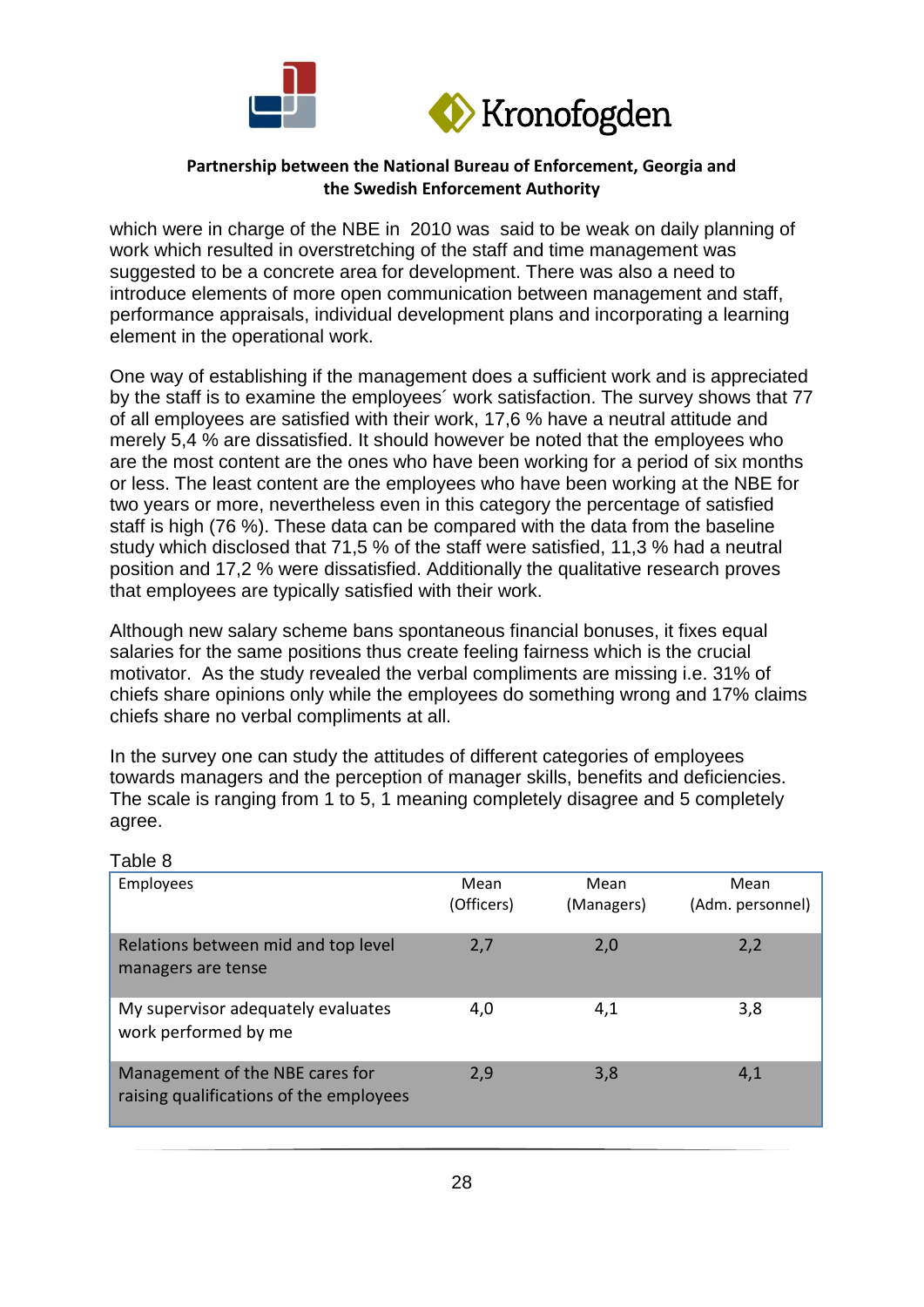which were in charge of the NBE in 2010 was said to be weak on daily planning of work which resulted in overstretching of the staff and time management was suggested to be a concrete area for development. There was also a need to introduce elements of more open communication between management and staff, performance appraisals, individual development plans and incorporating a learning element in the operational work.

One way of establishing if the management does a sufficient work and is appreciated by the staff is to examine the employees´ work satisfaction. The survey shows that 77 of all employees are satisfied with their work, 17,6 % have a neutral attitude and merely 5,4 % are dissatisfied. It should however be noted that the employees who are the most content are the ones who have been working for a period of six months or less. The least content are the employees who have been working at the NBE for two years or more, nevertheless even in this category the percentage of satisfied staff is high (76 %). These data can be compared with the data from the baseline study which disclosed that 71,5 % of the staff were satisfied, 11,3 % had a neutral position and 17,2 % were dissatisfied. Additionally the qualitative research proves that employees are typically satisfied with their work.

Although new salary scheme bans spontaneous financial bonuses, it fixes equal salaries for the same positions thus create feeling fairness which is the crucial motivator. As the study revealed the verbal compliments are missing i.e. 31% of chiefs share opinions only while the employees do something wrong and 17% claims chiefs share no verbal compliments at all.

In the survey one can study the attitudes of different categories of employees towards managers and the perception of manager skills, benefits and deficiencies. The scale is ranging from 1 to 5, 1 meaning completely disagree and 5 completely agree.

Table 8

| Employees | Mean (Officers) | Mean (Managers) | Mean (Adm. personnel) |
|---|---|---|---|
| Relations between mid and top level managers are tense | 2,7 | 2,0 | 2,2 |
| My supervisor adequately evaluates work performed by me | 4,0 | 4,1 | 3,8 |
| Management of the NBE cares for raising qualifications of the employees | 2,9 | 3,8 | 4,1 |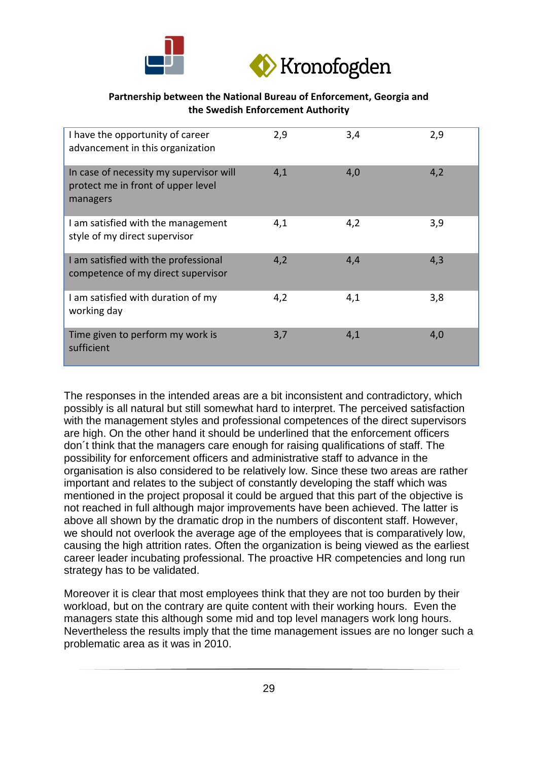| | | | |
|---|---|---|---|
| I have the opportunity of career advancement in this organization | 2,9 | 3,4 | 2,9 |
| In case of necessity my supervisor will protect me in front of upper level managers | 4,1 | 4,0 | 4,2 |
| I am satisfied with the management style of my direct supervisor | 4,1 | 4,2 | 3,9 |
| I am satisfied with the professional competence of my direct supervisor | 4,2 | 4,4 | 4,3 |
| I am satisfied with duration of my working day | 4,2 | 4,1 | 3,8 |
| Time given to perform my work is sufficient | 3,7 | 4,1 | 4,0 |

The responses in the intended areas are a bit inconsistent and contradictory, which possibly is all natural but still somewhat hard to interpret. The perceived satisfaction with the management styles and professional competences of the direct supervisors are high. On the other hand it should be underlined that the enforcement officers don´t think that the managers care enough for raising qualifications of staff. The possibility for enforcement officers and administrative staff to advance in the organisation is also considered to be relatively low. Since these two areas are rather important and relates to the subject of constantly developing the staff which was mentioned in the project proposal it could be argued that this part of the objective is not reached in full although major improvements have been achieved. The latter is above all shown by the dramatic drop in the numbers of discontent staff. However, we should not overlook the average age of the employees that is comparatively low, causing the high attrition rates. Often the organization is being viewed as the earliest career leader incubating professional. The proactive HR competencies and long run strategy has to be validated.

Moreover it is clear that most employees think that they are not too burden by their workload, but on the contrary are quite content with their working hours. Even the managers state this although some mid and top level managers work long hours. Nevertheless the results imply that the time management issues are no longer such a problematic area as it was in 2010.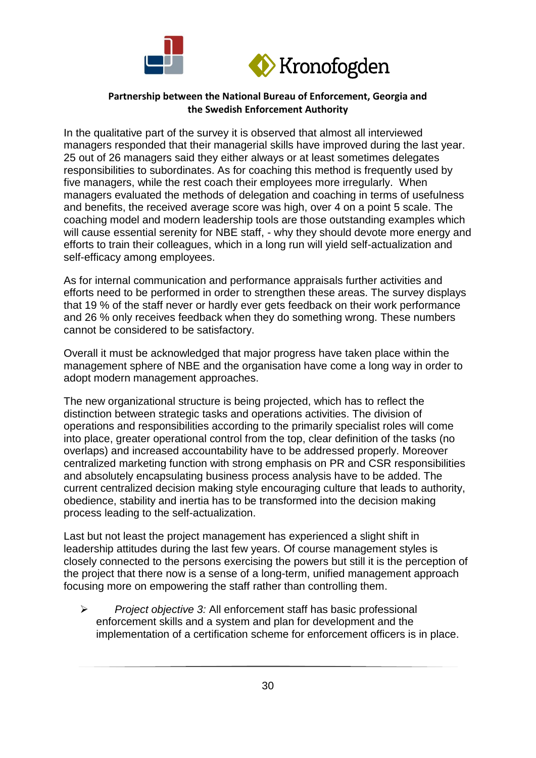In the qualitative part of the survey it is observed that almost all interviewed managers responded that their managerial skills have improved during the last year. 25 out of 26 managers said they either always or at least sometimes delegates responsibilities to subordinates. As for coaching this method is frequently used by five managers, while the rest coach their employees more irregularly. When managers evaluated the methods of delegation and coaching in terms of usefulness and benefits, the received average score was high, over 4 on a point 5 scale. The coaching model and modern leadership tools are those outstanding examples which will cause essential serenity for NBE staff, - why they should devote more energy and efforts to train their colleagues, which in a long run will yield self-actualization and self-efficacy among employees.

As for internal communication and performance appraisals further activities and efforts need to be performed in order to strengthen these areas. The survey displays that 19 % of the staff never or hardly ever gets feedback on their work performance and 26 % only receives feedback when they do something wrong. These numbers cannot be considered to be satisfactory.

Overall it must be acknowledged that major progress have taken place within the management sphere of NBE and the organisation have come a long way in order to adopt modern management approaches.

The new organizational structure is being projected, which has to reflect the distinction between strategic tasks and operations activities. The division of operations and responsibilities according to the primarily specialist roles will come into place, greater operational control from the top, clear definition of the tasks (no overlaps) and increased accountability have to be addressed properly. Moreover centralized marketing function with strong emphasis on PR and CSR responsibilities and absolutely encapsulating business process analysis have to be added. The current centralized decision making style encouraging culture that leads to authority, obedience, stability and inertia has to be transformed into the decision making process leading to the self-actualization.

Last but not least the project management has experienced a slight shift in leadership attitudes during the last few years. Of course management styles is closely connected to the persons exercising the powers but still it is the perception of the project that there now is a sense of a long-term, unified management approach focusing more on empowering the staff rather than controlling them.

- *Project objective 3:* All enforcement staff has basic professional enforcement skills and a system and plan for development and the implementation of a certification scheme for enforcement officers is in place.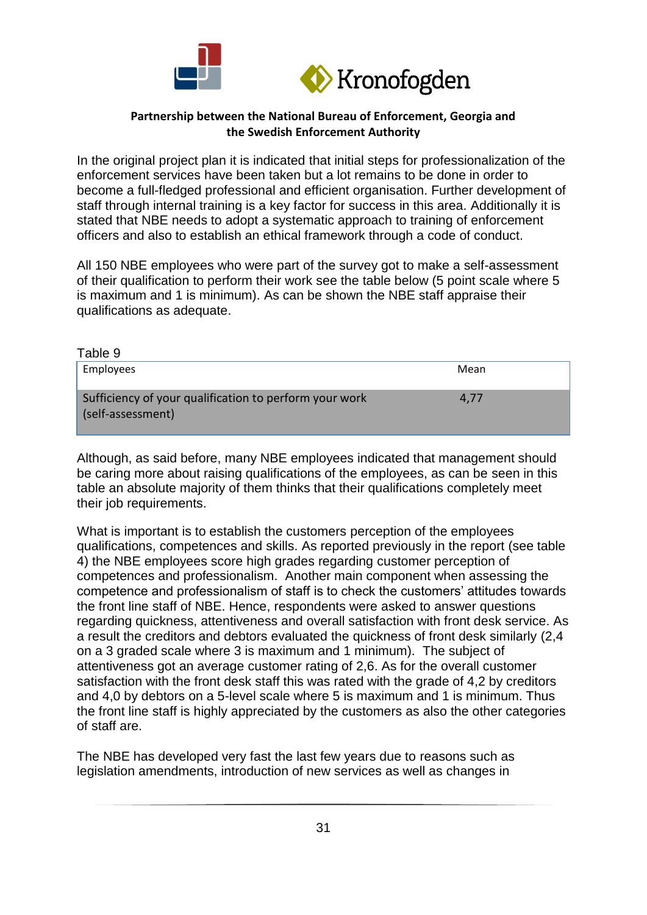In the original project plan it is indicated that initial steps for professionalization of the enforcement services have been taken but a lot remains to be done in order to become a full-fledged professional and efficient organisation. Further development of staff through internal training is a key factor for success in this area. Additionally it is stated that NBE needs to adopt a systematic approach to training of enforcement officers and also to establish an ethical framework through a code of conduct.

All 150 NBE employees who were part of the survey got to make a self-assessment of their qualification to perform their work see the table below (5 point scale where 5 is maximum and 1 is minimum). As can be shown the NBE staff appraise their qualifications as adequate.

Table 9

| Employees | Mean |
|---|---|
| Sufficiency of your qualification to perform your work (self-assessment) | 4,77 |

Although, as said before, many NBE employees indicated that management should be caring more about raising qualifications of the employees, as can be seen in this table an absolute majority of them thinks that their qualifications completely meet their job requirements.

What is important is to establish the customers perception of the employees qualifications, competences and skills. As reported previously in the report (see table 4) the NBE employees score high grades regarding customer perception of competences and professionalism. Another main component when assessing the competence and professionalism of staff is to check the customers' attitudes towards the front line staff of NBE. Hence, respondents were asked to answer questions regarding quickness, attentiveness and overall satisfaction with front desk service. As a result the creditors and debtors evaluated the quickness of front desk similarly (2,4 on a 3 graded scale where 3 is maximum and 1 minimum). The subject of attentiveness got an average customer rating of 2,6. As for the overall customer satisfaction with the front desk staff this was rated with the grade of 4,2 by creditors and 4,0 by debtors on a 5-level scale where 5 is maximum and 1 is minimum. Thus the front line staff is highly appreciated by the customers as also the other categories of staff are.

The NBE has developed very fast the last few years due to reasons such as legislation amendments, introduction of new services as well as changes in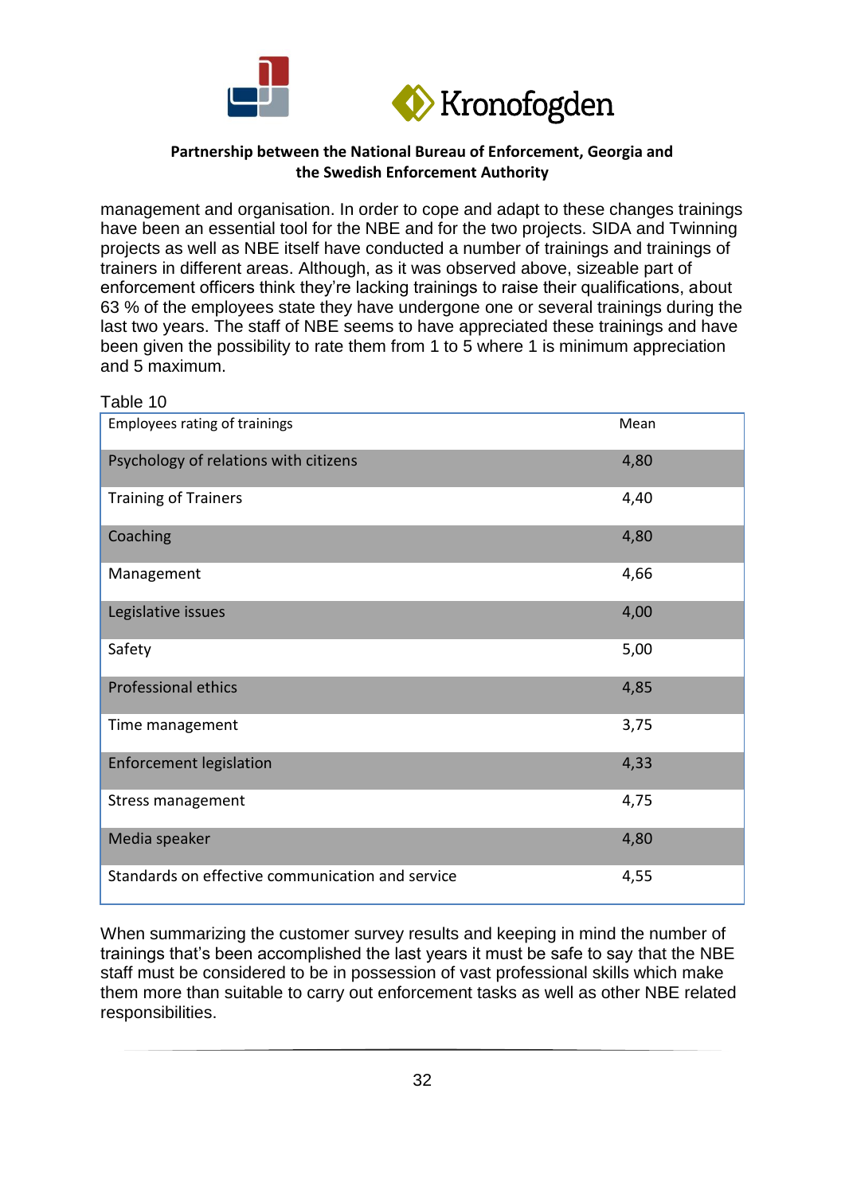management and organisation. In order to cope and adapt to these changes trainings have been an essential tool for the NBE and for the two projects. SIDA and Twinning projects as well as NBE itself have conducted a number of trainings and trainings of trainers in different areas. Although, as it was observed above, sizeable part of enforcement officers think they're lacking trainings to raise their qualifications, about 63 % of the employees state they have undergone one or several trainings during the last two years. The staff of NBE seems to have appreciated these trainings and have been given the possibility to rate them from 1 to 5 where 1 is minimum appreciation and 5 maximum.

Table 10

| Employees rating of trainings | Mean |
|---|---|
| Psychology of relations with citizens | 4,80 |
| Training of Trainers | 4,40 |
| Coaching | 4,80 |
| Management | 4,66 |
| Legislative issues | 4,00 |
| Safety | 5,00 |
| Professional ethics | 4,85 |
| Time management | 3,75 |
| Enforcement legislation | 4,33 |
| Stress management | 4,75 |
| Media speaker | 4,80 |
| Standards on effective communication and service | 4,55 |

When summarizing the customer survey results and keeping in mind the number of trainings that's been accomplished the last years it must be safe to say that the NBE staff must be considered to be in possession of vast professional skills which make them more than suitable to carry out enforcement tasks as well as other NBE related responsibilities.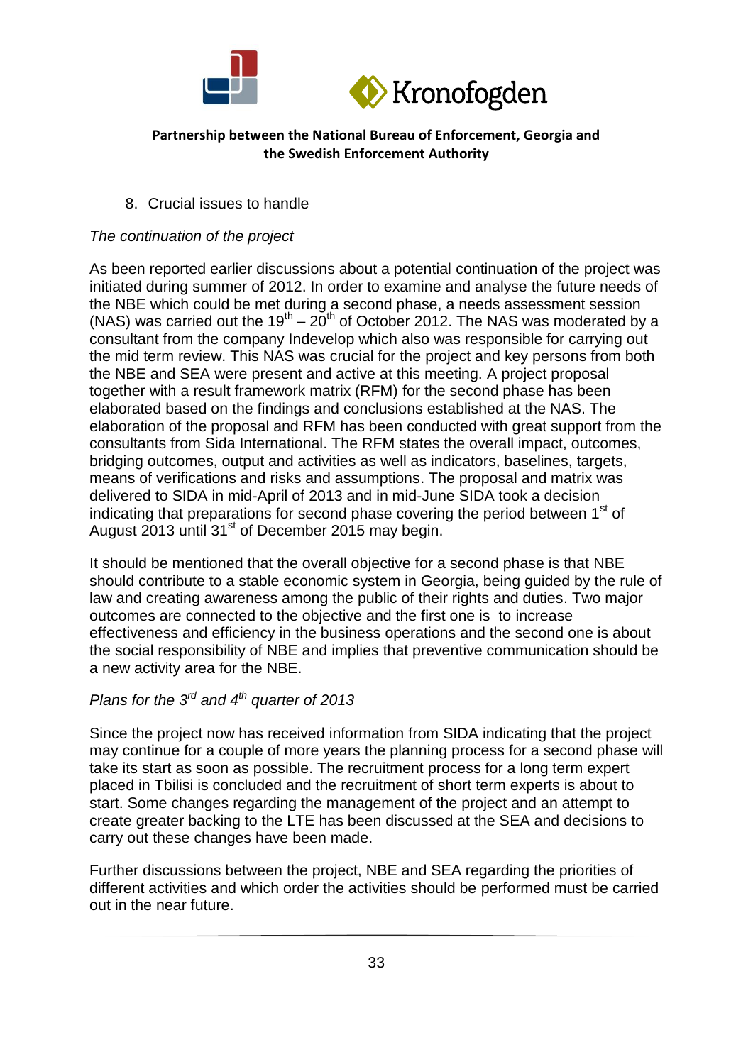8. Crucial issues to handle

*The continuation of the project*

As been reported earlier discussions about a potential continuation of the project was initiated during summer of 2012. In order to examine and analyse the future needs of the NBE which could be met during a second phase, a needs assessment session (NAS) was carried out the 19th – 20th of October 2012. The NAS was moderated by a consultant from the company Indevelop which also was responsible for carrying out the mid term review. This NAS was crucial for the project and key persons from both the NBE and SEA were present and active at this meeting. A project proposal together with a result framework matrix (RFM) for the second phase has been elaborated based on the findings and conclusions established at the NAS. The elaboration of the proposal and RFM has been conducted with great support from the consultants from Sida International. The RFM states the overall impact, outcomes, bridging outcomes, output and activities as well as indicators, baselines, targets, means of verifications and risks and assumptions. The proposal and matrix was delivered to SIDA in mid-April of 2013 and in mid-June SIDA took a decision indicating that preparations for second phase covering the period between 1st of August 2013 until 31st of December 2015 may begin.

It should be mentioned that the overall objective for a second phase is that NBE should contribute to a stable economic system in Georgia, being guided by the rule of law and creating awareness among the public of their rights and duties. Two major outcomes are connected to the objective and the first one is to increase effectiveness and efficiency in the business operations and the second one is about the social responsibility of NBE and implies that preventive communication should be a new activity area for the NBE.

*Plans for the 3rd and 4th quarter of 2013*

Since the project now has received information from SIDA indicating that the project may continue for a couple of more years the planning process for a second phase will take its start as soon as possible. The recruitment process for a long term expert placed in Tbilisi is concluded and the recruitment of short term experts is about to start. Some changes regarding the management of the project and an attempt to create greater backing to the LTE has been discussed at the SEA and decisions to carry out these changes have been made.

Further discussions between the project, NBE and SEA regarding the priorities of different activities and which order the activities should be performed must be carried out in the near future.